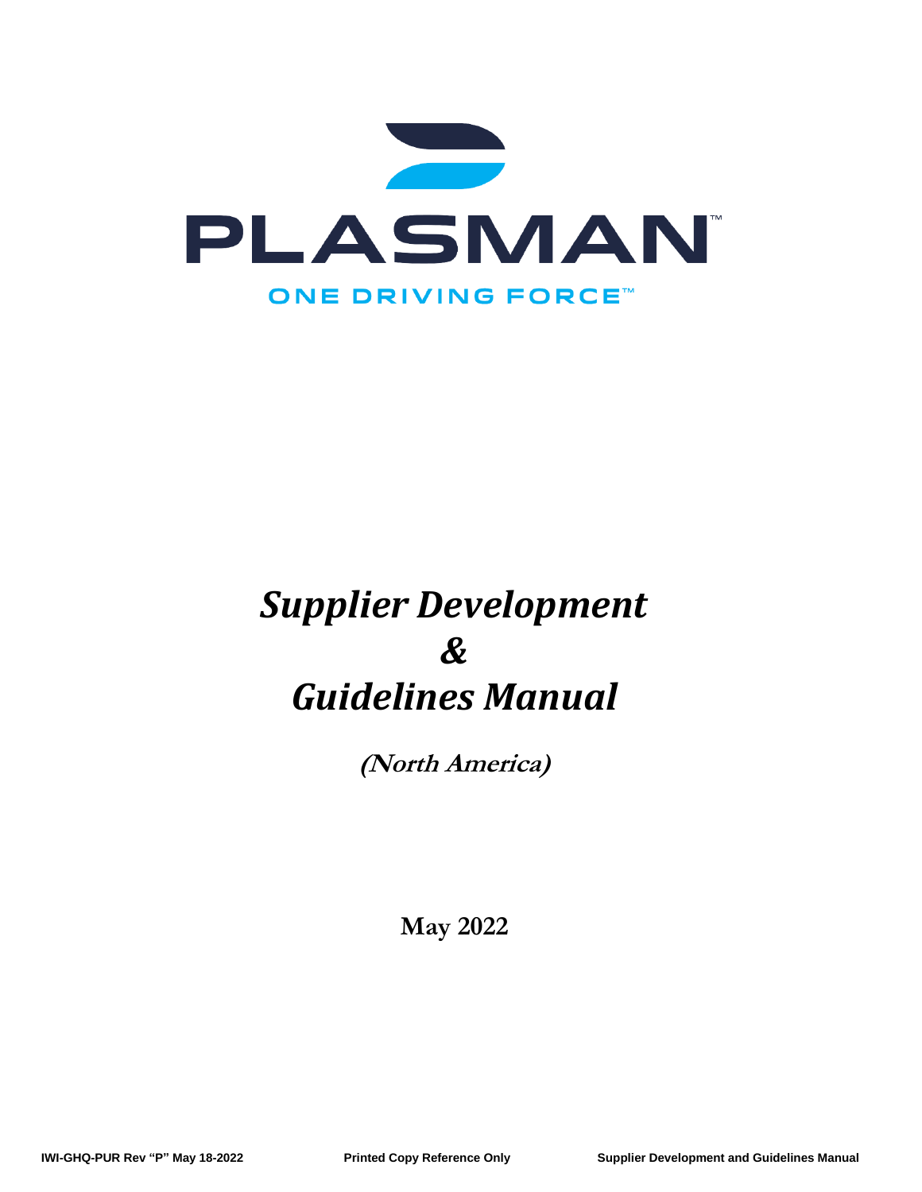PLASMAN™

ONE DRIVING FORCE™

# *Supplier Development & Guidelines Manual*

**(North America)**

**May 2022**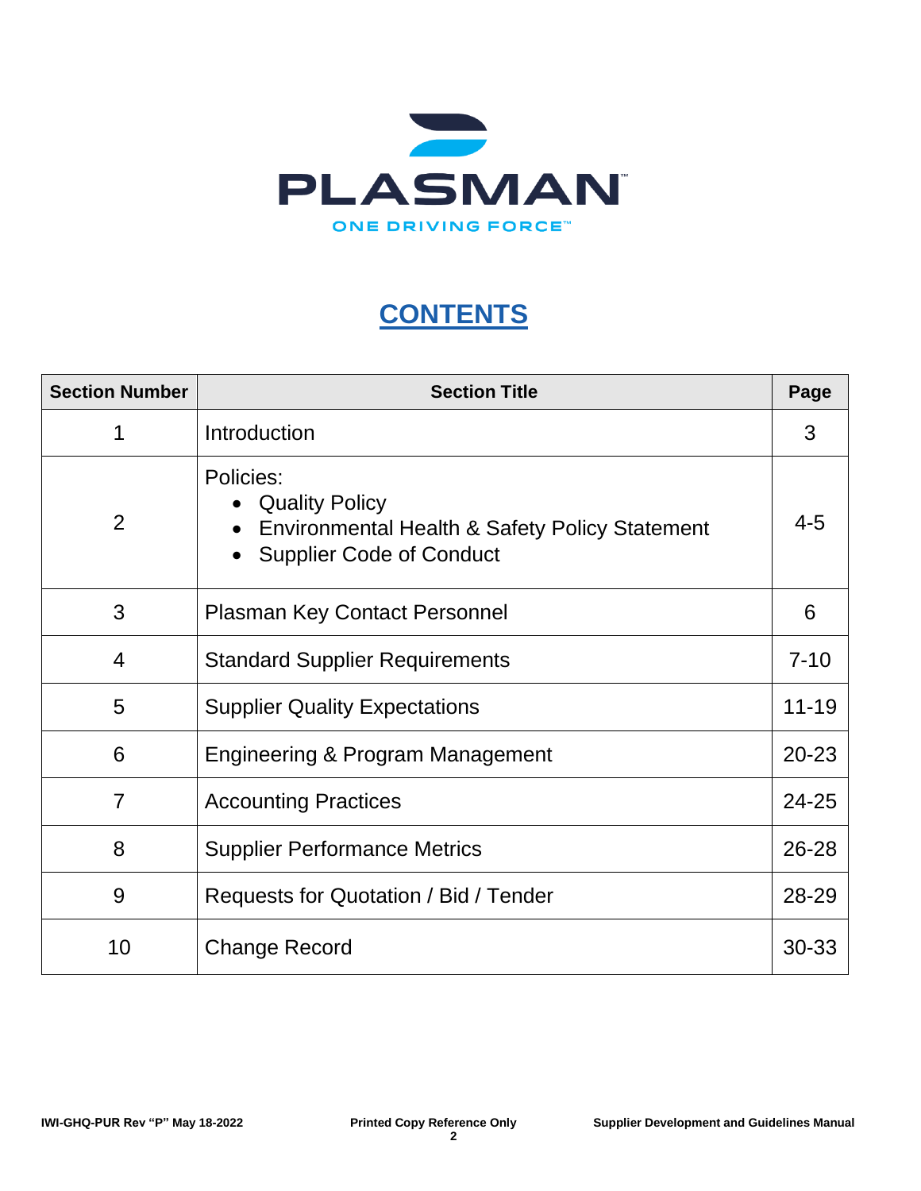PLASMAN

ONE DRIVING FORCE™

# CONTENTS

| Section Number | Section Title | Page |
|---|---|---|
| 1 | Introduction | 3 |
| 2 | Policies:<br>• Quality Policy<br>• Environmental Health & Safety Policy Statement<br>• Supplier Code of Conduct | 4-5 |
| 3 | Plasman Key Contact Personnel | 6 |
| 4 | Standard Supplier Requirements | 7-10 |
| 5 | Supplier Quality Expectations | 11-19 |
| 6 | Engineering & Program Management | 20-23 |
| 7 | Accounting Practices | 24-25 |
| 8 | Supplier Performance Metrics | 26-28 |
| 9 | Requests for Quotation / Bid / Tender | 28-29 |
| 10 | Change Record | 30-33 |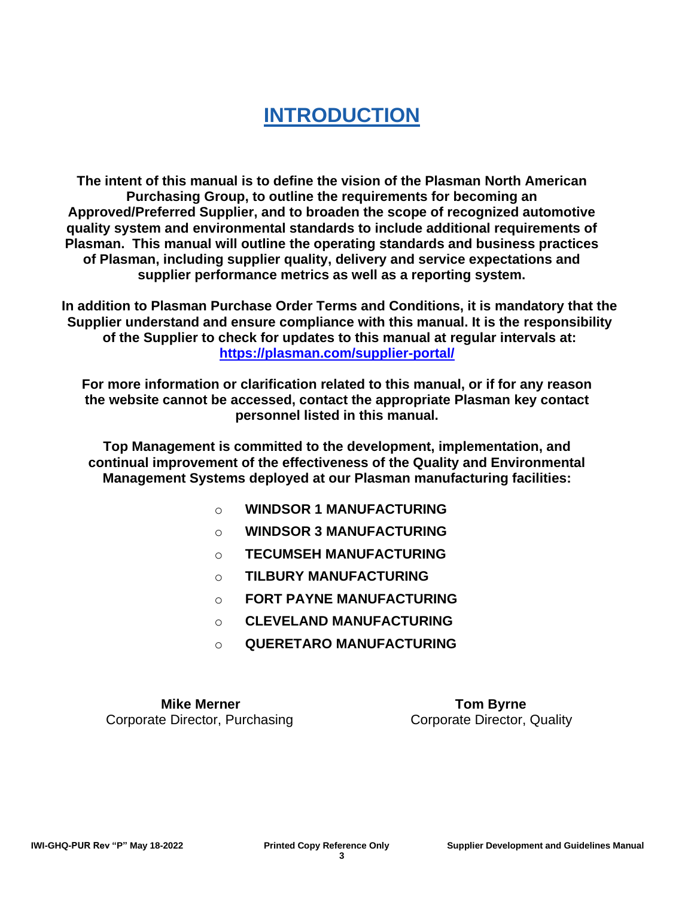# INTRODUCTION

**The intent of this manual is to define the vision of the Plasman North American Purchasing Group, to outline the requirements for becoming an Approved/Preferred Supplier, and to broaden the scope of recognized automotive quality system and environmental standards to include additional requirements of Plasman. This manual will outline the operating standards and business practices of Plasman, including supplier quality, delivery and service expectations and supplier performance metrics as well as a reporting system.**

**In addition to Plasman Purchase Order Terms and Conditions, it is mandatory that the Supplier understand and ensure compliance with this manual. It is the responsibility of the Supplier to check for updates to this manual at regular intervals at: [https://plasman.com/supplier-portal/](https://plasman.com/supplier-portal/)**

**For more information or clarification related to this manual, or if for any reason the website cannot be accessed, contact the appropriate Plasman key contact personnel listed in this manual.**

**Top Management is committed to the development, implementation, and continual improvement of the effectiveness of the Quality and Environmental Management Systems deployed at our Plasman manufacturing facilities:**

- **WINDSOR 1 MANUFACTURING**
- **WINDSOR 3 MANUFACTURING**
- **TECUMSEH MANUFACTURING**
- **TILBURY MANUFACTURING**
- **FORT PAYNE MANUFACTURING**
- **CLEVELAND MANUFACTURING**
- **QUERETARO MANUFACTURING**

**Mike Merner**
Corporate Director, Purchasing

**Tom Byrne**
Corporate Director, Quality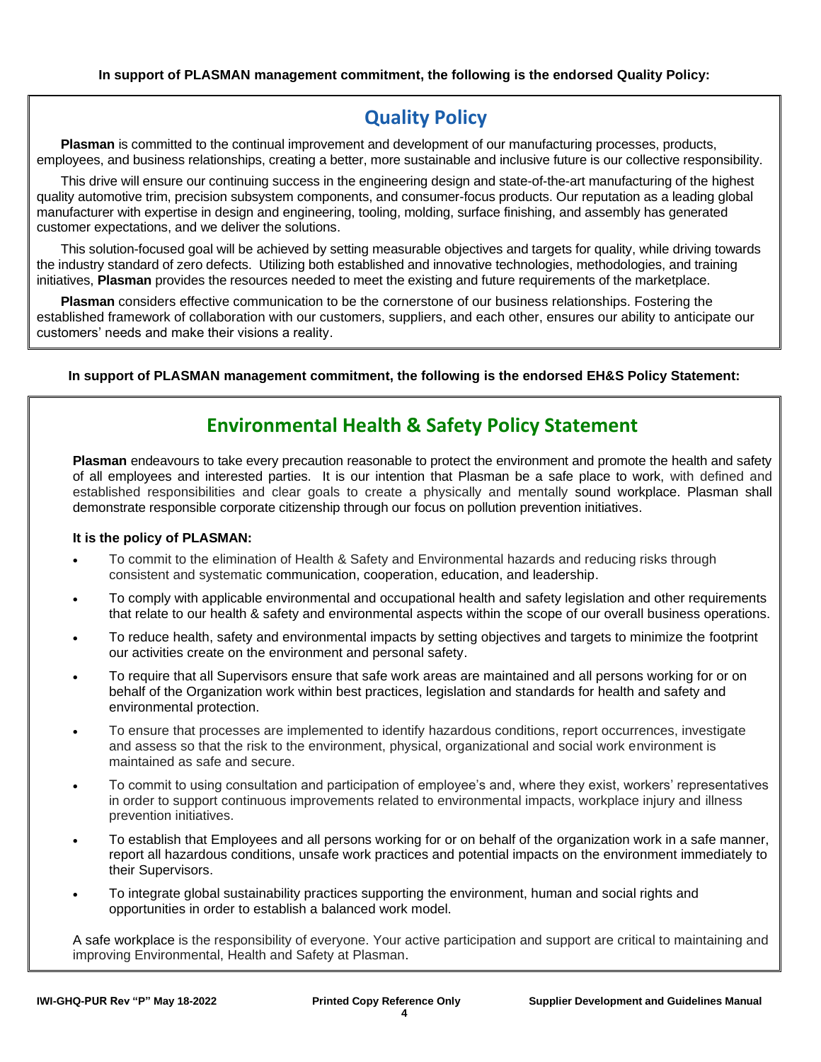**In support of PLASMAN management commitment, the following is the endorsed Quality Policy:**

## Quality Policy

**Plasman** is committed to the continual improvement and development of our manufacturing processes, products, employees, and business relationships, creating a better, more sustainable and inclusive future is our collective responsibility.

This drive will ensure our continuing success in the engineering design and state-of-the-art manufacturing of the highest quality automotive trim, precision subsystem components, and consumer-focus products. Our reputation as a leading global manufacturer with expertise in design and engineering, tooling, molding, surface finishing, and assembly has generated customer expectations, and we deliver the solutions.

This solution-focused goal will be achieved by setting measurable objectives and targets for quality, while driving towards the industry standard of zero defects. Utilizing both established and innovative technologies, methodologies, and training initiatives, **Plasman** provides the resources needed to meet the existing and future requirements of the marketplace.

**Plasman** considers effective communication to be the cornerstone of our business relationships. Fostering the established framework of collaboration with our customers, suppliers, and each other, ensures our ability to anticipate our customers' needs and make their visions a reality.

**In support of PLASMAN management commitment, the following is the endorsed EH&S Policy Statement:**

## Environmental Health & Safety Policy Statement

**Plasman** endeavours to take every precaution reasonable to protect the environment and promote the health and safety of all employees and interested parties. It is our intention that Plasman be a safe place to work, with defined and established responsibilities and clear goals to create a physically and mentally sound workplace. Plasman shall demonstrate responsible corporate citizenship through our focus on pollution prevention initiatives.

**It is the policy of PLASMAN:**

- To commit to the elimination of Health & Safety and Environmental hazards and reducing risks through consistent and systematic communication, cooperation, education, and leadership.
- To comply with applicable environmental and occupational health and safety legislation and other requirements that relate to our health & safety and environmental aspects within the scope of our overall business operations.
- To reduce health, safety and environmental impacts by setting objectives and targets to minimize the footprint our activities create on the environment and personal safety.
- To require that all Supervisors ensure that safe work areas are maintained and all persons working for or on behalf of the Organization work within best practices, legislation and standards for health and safety and environmental protection.
- To ensure that processes are implemented to identify hazardous conditions, report occurrences, investigate and assess so that the risk to the environment, physical, organizational and social work environment is maintained as safe and secure.
- To commit to using consultation and participation of employee's and, where they exist, workers' representatives in order to support continuous improvements related to environmental impacts, workplace injury and illness prevention initiatives.
- To establish that Employees and all persons working for or on behalf of the organization work in a safe manner, report all hazardous conditions, unsafe work practices and potential impacts on the environment immediately to their Supervisors.
- To integrate global sustainability practices supporting the environment, human and social rights and opportunities in order to establish a balanced work model.

A safe workplace is the responsibility of everyone. Your active participation and support are critical to maintaining and improving Environmental, Health and Safety at Plasman.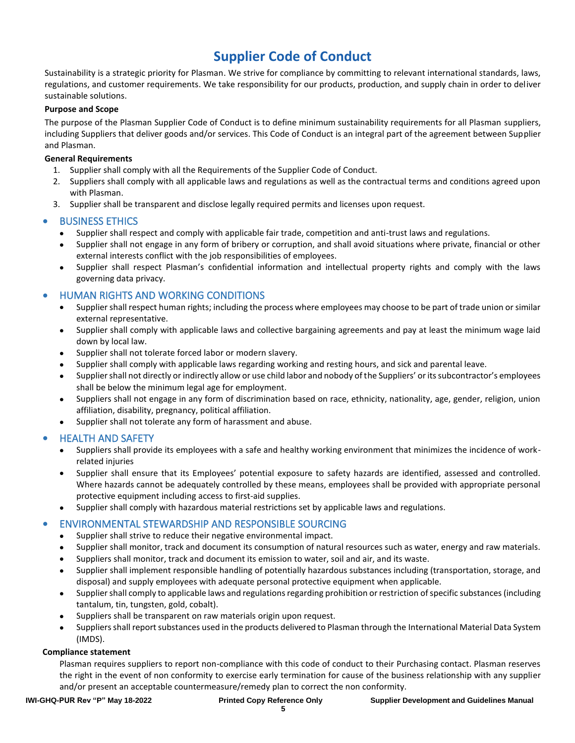# Supplier Code of Conduct

Sustainability is a strategic priority for Plasman. We strive for compliance by committing to relevant international standards, laws, regulations, and customer requirements. We take responsibility for our products, production, and supply chain in order to deliver sustainable solutions.

**Purpose and Scope**

The purpose of the Plasman Supplier Code of Conduct is to define minimum sustainability requirements for all Plasman suppliers, including Suppliers that deliver goods and/or services. This Code of Conduct is an integral part of the agreement between Supplier and Plasman.

**General Requirements**

1. Supplier shall comply with all the Requirements of the Supplier Code of Conduct.
2. Suppliers shall comply with all applicable laws and regulations as well as the contractual terms and conditions agreed upon with Plasman.
3. Supplier shall be transparent and disclose legally required permits and licenses upon request.

- ## BUSINESS ETHICS
  - Supplier shall respect and comply with applicable fair trade, competition and anti-trust laws and regulations.
  - Supplier shall not engage in any form of bribery or corruption, and shall avoid situations where private, financial or other external interests conflict with the job responsibilities of employees.
  - Supplier shall respect Plasman's confidential information and intellectual property rights and comply with the laws governing data privacy.

- ## HUMAN RIGHTS AND WORKING CONDITIONS
  - Supplier shall respect human rights; including the process where employees may choose to be part of trade union or similar external representative.
  - Supplier shall comply with applicable laws and collective bargaining agreements and pay at least the minimum wage laid down by local law.
  - Supplier shall not tolerate forced labor or modern slavery.
  - Supplier shall comply with applicable laws regarding working and resting hours, and sick and parental leave.
  - Supplier shall not directly or indirectly allow or use child labor and nobody of the Suppliers' or its subcontractor's employees shall be below the minimum legal age for employment.
  - Suppliers shall not engage in any form of discrimination based on race, ethnicity, nationality, age, gender, religion, union affiliation, disability, pregnancy, political affiliation.
  - Supplier shall not tolerate any form of harassment and abuse.

- ## HEALTH AND SAFETY
  - Suppliers shall provide its employees with a safe and healthy working environment that minimizes the incidence of work-related injuries
  - Supplier shall ensure that its Employees' potential exposure to safety hazards are identified, assessed and controlled. Where hazards cannot be adequately controlled by these means, employees shall be provided with appropriate personal protective equipment including access to first-aid supplies.
  - Supplier shall comply with hazardous material restrictions set by applicable laws and regulations.

- ## ENVIRONMENTAL STEWARDSHIP AND RESPONSIBLE SOURCING
  - Supplier shall strive to reduce their negative environmental impact.
  - Supplier shall monitor, track and document its consumption of natural resources such as water, energy and raw materials.
  - Suppliers shall monitor, track and document its emission to water, soil and air, and its waste.
  - Supplier shall implement responsible handling of potentially hazardous substances including (transportation, storage, and disposal) and supply employees with adequate personal protective equipment when applicable.
  - Supplier shall comply to applicable laws and regulations regarding prohibition or restriction of specific substances (including tantalum, tin, tungsten, gold, cobalt).
  - Suppliers shall be transparent on raw materials origin upon request.
  - Suppliers shall report substances used in the products delivered to Plasman through the International Material Data System (IMDS).

**Compliance statement**

Plasman requires suppliers to report non-compliance with this code of conduct to their Purchasing contact. Plasman reserves the right in the event of non conformity to exercise early termination for cause of the business relationship with any supplier and/or present an acceptable countermeasure/remedy plan to correct the non conformity.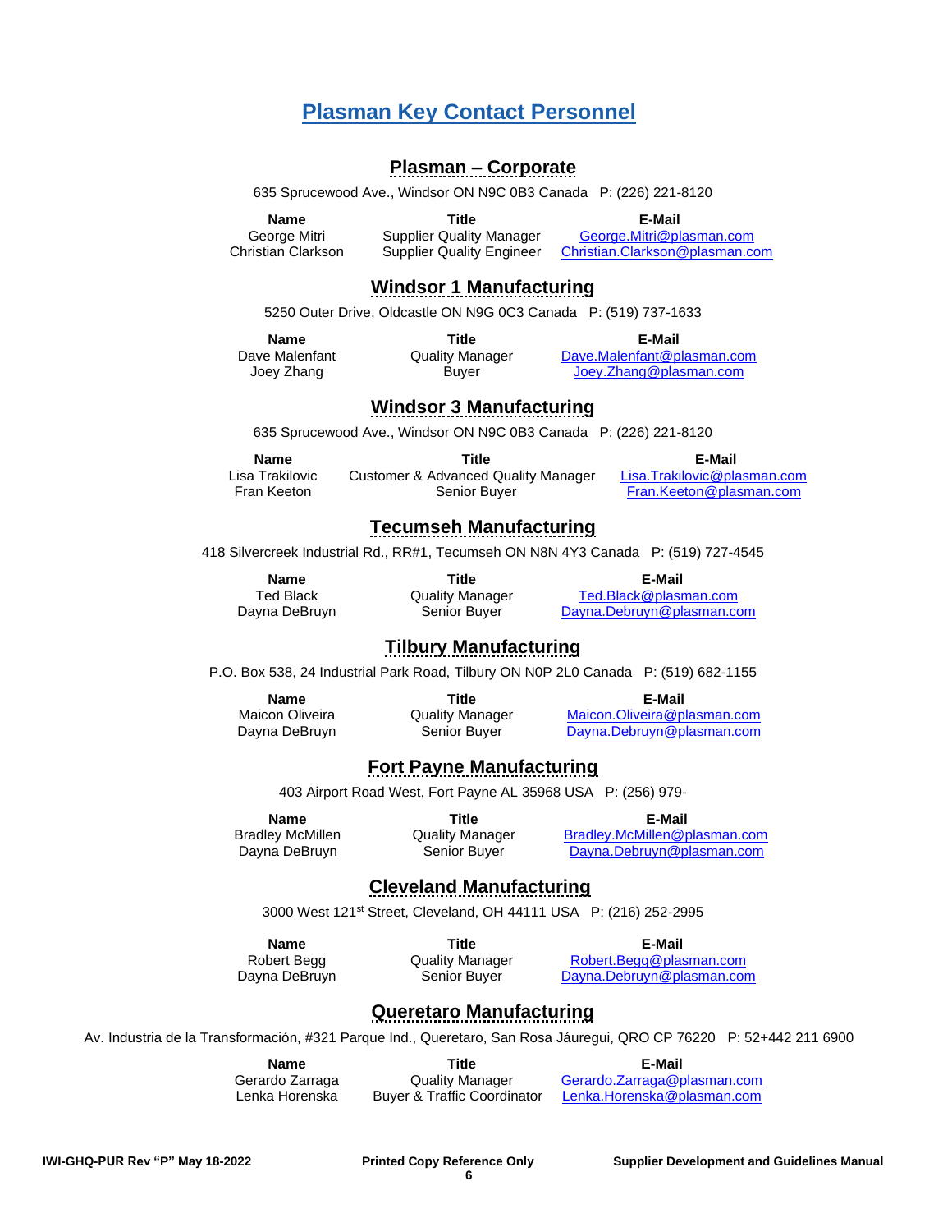# Plasman Key Contact Personnel

## Plasman – Corporate

635 Sprucewood Ave., Windsor ON N9C 0B3 Canada P: (226) 221-8120

| Name | Title | E-Mail |
|---|---|---|
| George Mitri | Supplier Quality Manager | George.Mitri@plasman.com |
| Christian Clarkson | Supplier Quality Engineer | Christian.Clarkson@plasman.com |

## Windsor 1 Manufacturing

5250 Outer Drive, Oldcastle ON N9G 0C3 Canada P: (519) 737-1633

| Name | Title | E-Mail |
|---|---|---|
| Dave Malenfant | Quality Manager | Dave.Malenfant@plasman.com |
| Joey Zhang | Buyer | Joey.Zhang@plasman.com |

## Windsor 3 Manufacturing

635 Sprucewood Ave., Windsor ON N9C 0B3 Canada P: (226) 221-8120

| Name | Title | E-Mail |
|---|---|---|
| Lisa Trakilovic | Customer & Advanced Quality Manager | Lisa.Trakilovic@plasman.com |
| Fran Keeton | Senior Buyer | Fran.Keeton@plasman.com |

## Tecumseh Manufacturing

418 Silvercreek Industrial Rd., RR#1, Tecumseh ON N8N 4Y3 Canada P: (519) 727-4545

| Name | Title | E-Mail |
|---|---|---|
| Ted Black | Quality Manager | Ted.Black@plasman.com |
| Dayna DeBruyn | Senior Buyer | Dayna.Debruyn@plasman.com |

## Tilbury Manufacturing

P.O. Box 538, 24 Industrial Park Road, Tilbury ON N0P 2L0 Canada P: (519) 682-1155

| Name | Title | E-Mail |
|---|---|---|
| Maicon Oliveira | Quality Manager | Maicon.Oliveira@plasman.com |
| Dayna DeBruyn | Senior Buyer | Dayna.Debruyn@plasman.com |

## Fort Payne Manufacturing

403 Airport Road West, Fort Payne AL 35968 USA P: (256) 979-

| Name | Title | E-Mail |
|---|---|---|
| Bradley McMillen | Quality Manager | Bradley.McMillen@plasman.com |
| Dayna DeBruyn | Senior Buyer | Dayna.Debruyn@plasman.com |

## Cleveland Manufacturing

3000 West 121st Street, Cleveland, OH 44111 USA P: (216) 252-2995

| Name | Title | E-Mail |
|---|---|---|
| Robert Begg | Quality Manager | Robert.Begg@plasman.com |
| Dayna DeBruyn | Senior Buyer | Dayna.Debruyn@plasman.com |

## Queretaro Manufacturing

Av. Industria de la Transformación, #321 Parque Ind., Queretaro, San Rosa Jáuregui, QRO CP 76220 P: 52+442 211 6900

| Name | Title | E-Mail |
|---|---|---|
| Gerardo Zarraga | Quality Manager | Gerardo.Zarraga@plasman.com |
| Lenka Horenska | Buyer & Traffic Coordinator | Lenka.Horenska@plasman.com |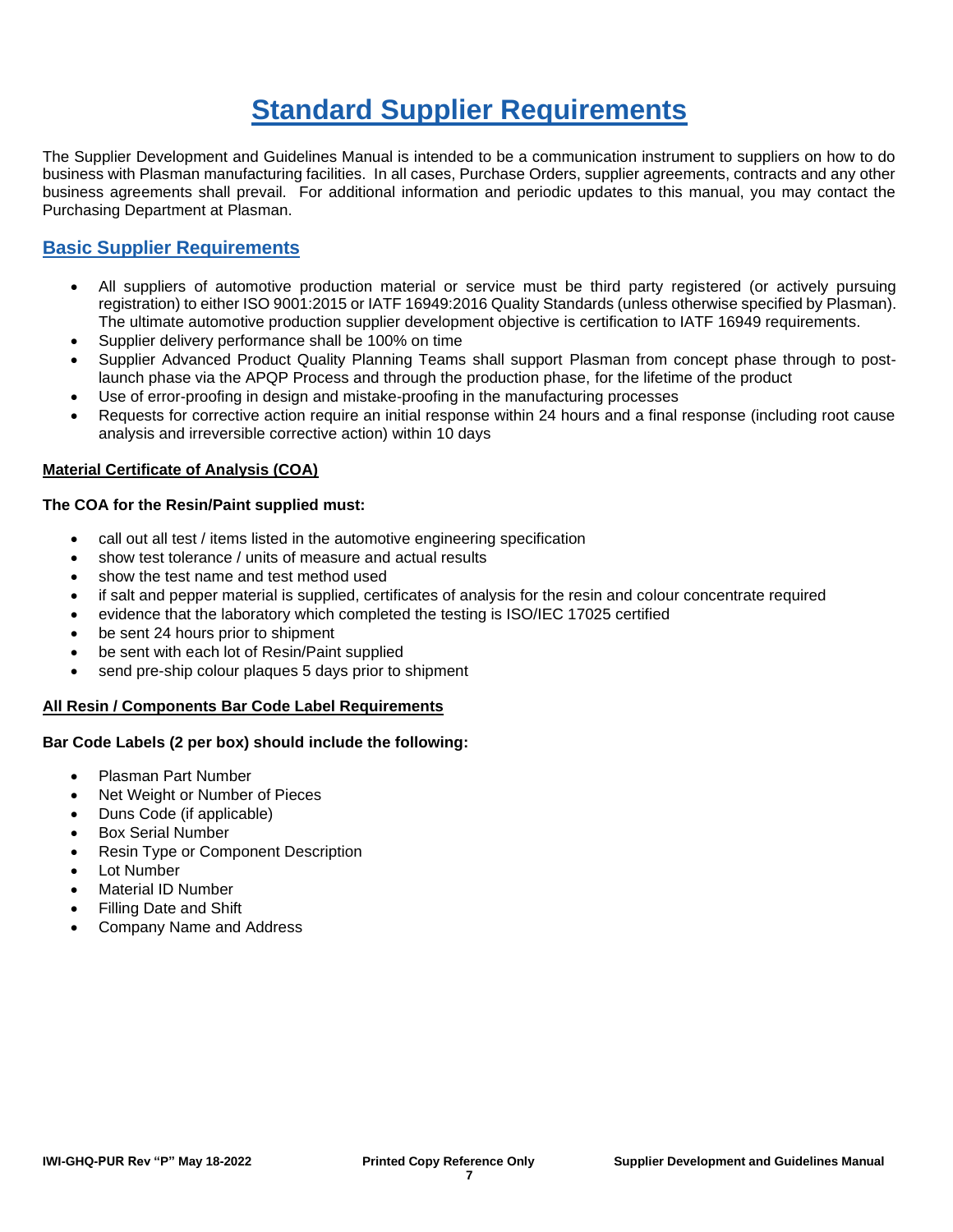# Standard Supplier Requirements

The Supplier Development and Guidelines Manual is intended to be a communication instrument to suppliers on how to do business with Plasman manufacturing facilities. In all cases, Purchase Orders, supplier agreements, contracts and any other business agreements shall prevail. For additional information and periodic updates to this manual, you may contact the Purchasing Department at Plasman.

## Basic Supplier Requirements

- All suppliers of automotive production material or service must be third party registered (or actively pursuing registration) to either ISO 9001:2015 or IATF 16949:2016 Quality Standards (unless otherwise specified by Plasman). The ultimate automotive production supplier development objective is certification to IATF 16949 requirements.
- Supplier delivery performance shall be 100% on time
- Supplier Advanced Product Quality Planning Teams shall support Plasman from concept phase through to post-launch phase via the APQP Process and through the production phase, for the lifetime of the product
- Use of error-proofing in design and mistake-proofing in the manufacturing processes
- Requests for corrective action require an initial response within 24 hours and a final response (including root cause analysis and irreversible corrective action) within 10 days

### Material Certificate of Analysis (COA)

**The COA for the Resin/Paint supplied must:**

- call out all test / items listed in the automotive engineering specification
- show test tolerance / units of measure and actual results
- show the test name and test method used
- if salt and pepper material is supplied, certificates of analysis for the resin and colour concentrate required
- evidence that the laboratory which completed the testing is ISO/IEC 17025 certified
- be sent 24 hours prior to shipment
- be sent with each lot of Resin/Paint supplied
- send pre-ship colour plaques 5 days prior to shipment

### All Resin / Components Bar Code Label Requirements

**Bar Code Labels (2 per box) should include the following:**

- Plasman Part Number
- Net Weight or Number of Pieces
- Duns Code (if applicable)
- Box Serial Number
- Resin Type or Component Description
- Lot Number
- Material ID Number
- Filling Date and Shift
- Company Name and Address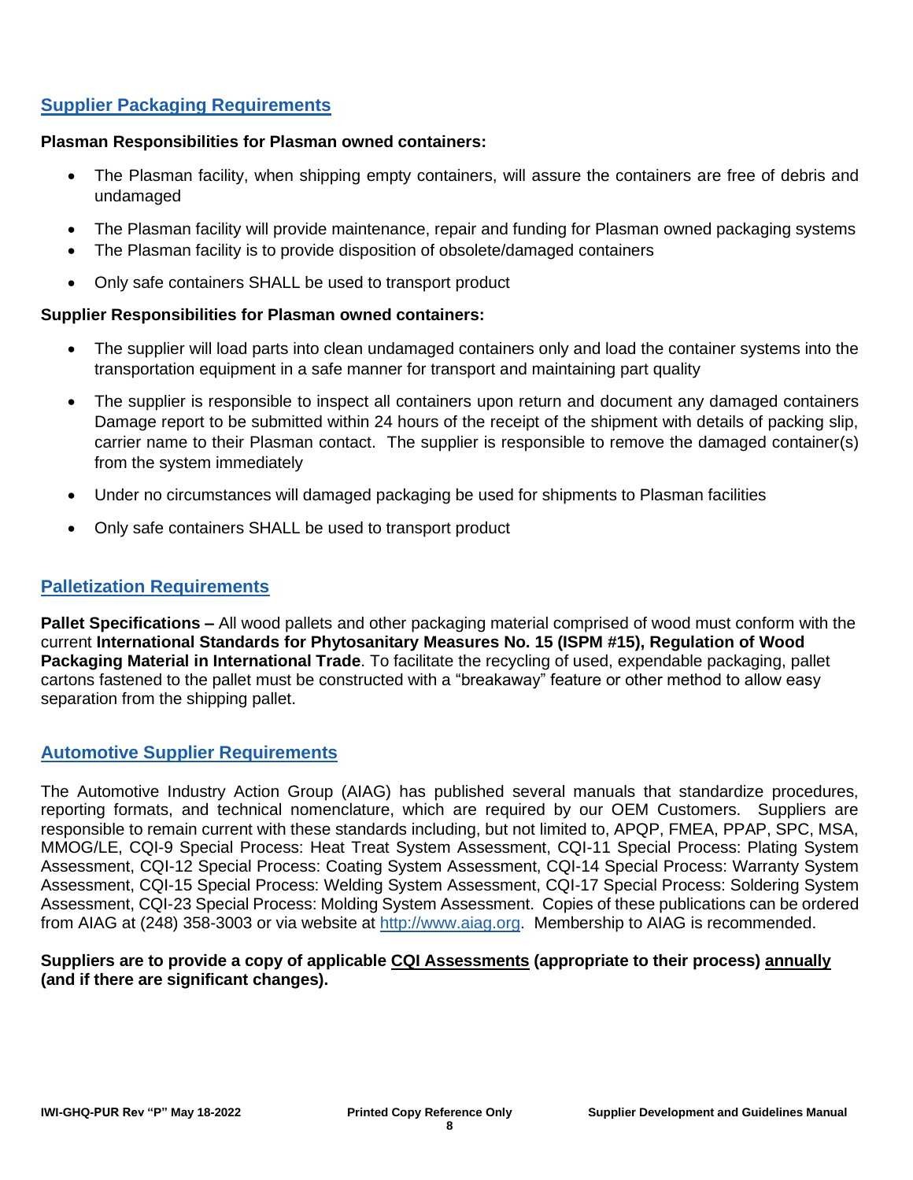## Supplier Packaging Requirements

**Plasman Responsibilities for Plasman owned containers:**

- The Plasman facility, when shipping empty containers, will assure the containers are free of debris and undamaged
- The Plasman facility will provide maintenance, repair and funding for Plasman owned packaging systems
- The Plasman facility is to provide disposition of obsolete/damaged containers
- Only safe containers SHALL be used to transport product

**Supplier Responsibilities for Plasman owned containers:**

- The supplier will load parts into clean undamaged containers only and load the container systems into the transportation equipment in a safe manner for transport and maintaining part quality
- The supplier is responsible to inspect all containers upon return and document any damaged containers Damage report to be submitted within 24 hours of the receipt of the shipment with details of packing slip, carrier name to their Plasman contact. The supplier is responsible to remove the damaged container(s) from the system immediately
- Under no circumstances will damaged packaging be used for shipments to Plasman facilities
- Only safe containers SHALL be used to transport product

## Palletization Requirements

**Pallet Specifications –** All wood pallets and other packaging material comprised of wood must conform with the current **International Standards for Phytosanitary Measures No. 15 (ISPM #15), Regulation of Wood Packaging Material in International Trade**. To facilitate the recycling of used, expendable packaging, pallet cartons fastened to the pallet must be constructed with a "breakaway" feature or other method to allow easy separation from the shipping pallet.

## Automotive Supplier Requirements

The Automotive Industry Action Group (AIAG) has published several manuals that standardize procedures, reporting formats, and technical nomenclature, which are required by our OEM Customers. Suppliers are responsible to remain current with these standards including, but not limited to, APQP, FMEA, PPAP, SPC, MSA, MMOG/LE, CQI-9 Special Process: Heat Treat System Assessment, CQI-11 Special Process: Plating System Assessment, CQI-12 Special Process: Coating System Assessment, CQI-14 Special Process: Warranty System Assessment, CQI-15 Special Process: Welding System Assessment, CQI-17 Special Process: Soldering System Assessment, CQI-23 Special Process: Molding System Assessment. Copies of these publications can be ordered from AIAG at (248) 358-3003 or via website at http://www.aiag.org. Membership to AIAG is recommended.

**Suppliers are to provide a copy of applicable CQI Assessments (appropriate to their process) annually (and if there are significant changes).**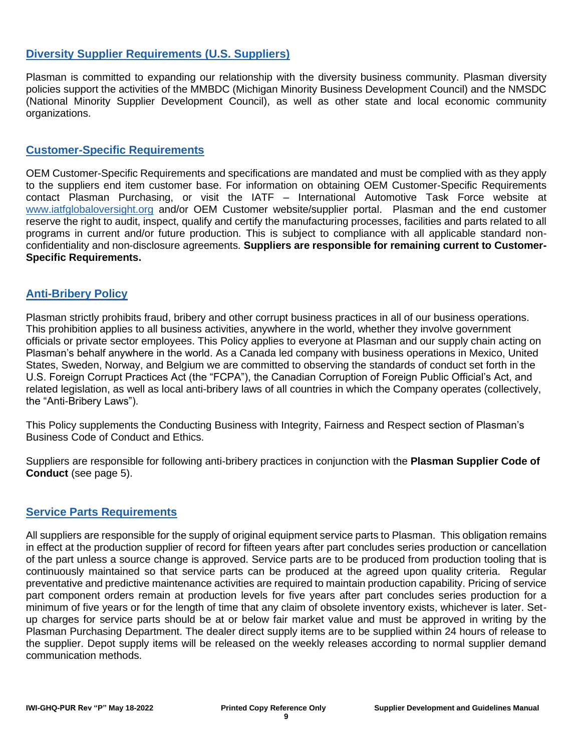## Diversity Supplier Requirements (U.S. Suppliers)

Plasman is committed to expanding our relationship with the diversity business community. Plasman diversity policies support the activities of the MMBDC (Michigan Minority Business Development Council) and the NMSDC (National Minority Supplier Development Council), as well as other state and local economic community organizations.

## Customer-Specific Requirements

OEM Customer-Specific Requirements and specifications are mandated and must be complied with as they apply to the suppliers end item customer base. For information on obtaining OEM Customer-Specific Requirements contact Plasman Purchasing, or visit the IATF – International Automotive Task Force website at www.iatfglobaloversight.org and/or OEM Customer website/supplier portal. Plasman and the end customer reserve the right to audit, inspect, qualify and certify the manufacturing processes, facilities and parts related to all programs in current and/or future production. This is subject to compliance with all applicable standard non-confidentiality and non-disclosure agreements. **Suppliers are responsible for remaining current to Customer-Specific Requirements.**

## Anti-Bribery Policy

Plasman strictly prohibits fraud, bribery and other corrupt business practices in all of our business operations. This prohibition applies to all business activities, anywhere in the world, whether they involve government officials or private sector employees. This Policy applies to everyone at Plasman and our supply chain acting on Plasman's behalf anywhere in the world. As a Canada led company with business operations in Mexico, United States, Sweden, Norway, and Belgium we are committed to observing the standards of conduct set forth in the U.S. Foreign Corrupt Practices Act (the "FCPA"), the Canadian Corruption of Foreign Public Official's Act, and related legislation, as well as local anti-bribery laws of all countries in which the Company operates (collectively, the "Anti-Bribery Laws").

This Policy supplements the Conducting Business with Integrity, Fairness and Respect section of Plasman's Business Code of Conduct and Ethics.

Suppliers are responsible for following anti-bribery practices in conjunction with the **Plasman Supplier Code of Conduct** (see page 5).

## Service Parts Requirements

All suppliers are responsible for the supply of original equipment service parts to Plasman. This obligation remains in effect at the production supplier of record for fifteen years after part concludes series production or cancellation of the part unless a source change is approved. Service parts are to be produced from production tooling that is continuously maintained so that service parts can be produced at the agreed upon quality criteria. Regular preventative and predictive maintenance activities are required to maintain production capability. Pricing of service part component orders remain at production levels for five years after part concludes series production for a minimum of five years or for the length of time that any claim of obsolete inventory exists, whichever is later. Set-up charges for service parts should be at or below fair market value and must be approved in writing by the Plasman Purchasing Department. The dealer direct supply items are to be supplied within 24 hours of release to the supplier. Depot supply items will be released on the weekly releases according to normal supplier demand communication methods.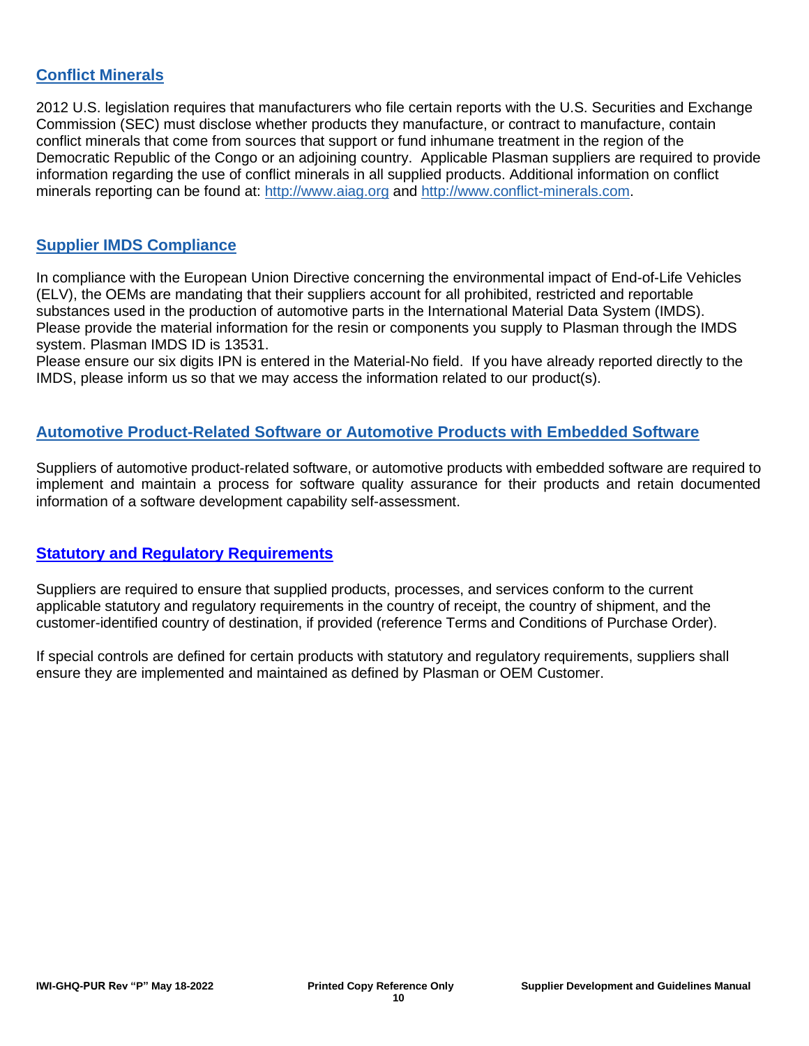## Conflict Minerals

2012 U.S. legislation requires that manufacturers who file certain reports with the U.S. Securities and Exchange Commission (SEC) must disclose whether products they manufacture, or contract to manufacture, contain conflict minerals that come from sources that support or fund inhumane treatment in the region of the Democratic Republic of the Congo or an adjoining country. Applicable Plasman suppliers are required to provide information regarding the use of conflict minerals in all supplied products. Additional information on conflict minerals reporting can be found at: http://www.aiag.org and http://www.conflict-minerals.com.

## Supplier IMDS Compliance

In compliance with the European Union Directive concerning the environmental impact of End-of-Life Vehicles (ELV), the OEMs are mandating that their suppliers account for all prohibited, restricted and reportable substances used in the production of automotive parts in the International Material Data System (IMDS). Please provide the material information for the resin or components you supply to Plasman through the IMDS system. Plasman IMDS ID is 13531.

Please ensure our six digits IPN is entered in the Material-No field. If you have already reported directly to the IMDS, please inform us so that we may access the information related to our product(s).

## Automotive Product-Related Software or Automotive Products with Embedded Software

Suppliers of automotive product-related software, or automotive products with embedded software are required to implement and maintain a process for software quality assurance for their products and retain documented information of a software development capability self-assessment.

## Statutory and Regulatory Requirements

Suppliers are required to ensure that supplied products, processes, and services conform to the current applicable statutory and regulatory requirements in the country of receipt, the country of shipment, and the customer-identified country of destination, if provided (reference Terms and Conditions of Purchase Order).

If special controls are defined for certain products with statutory and regulatory requirements, suppliers shall ensure they are implemented and maintained as defined by Plasman or OEM Customer.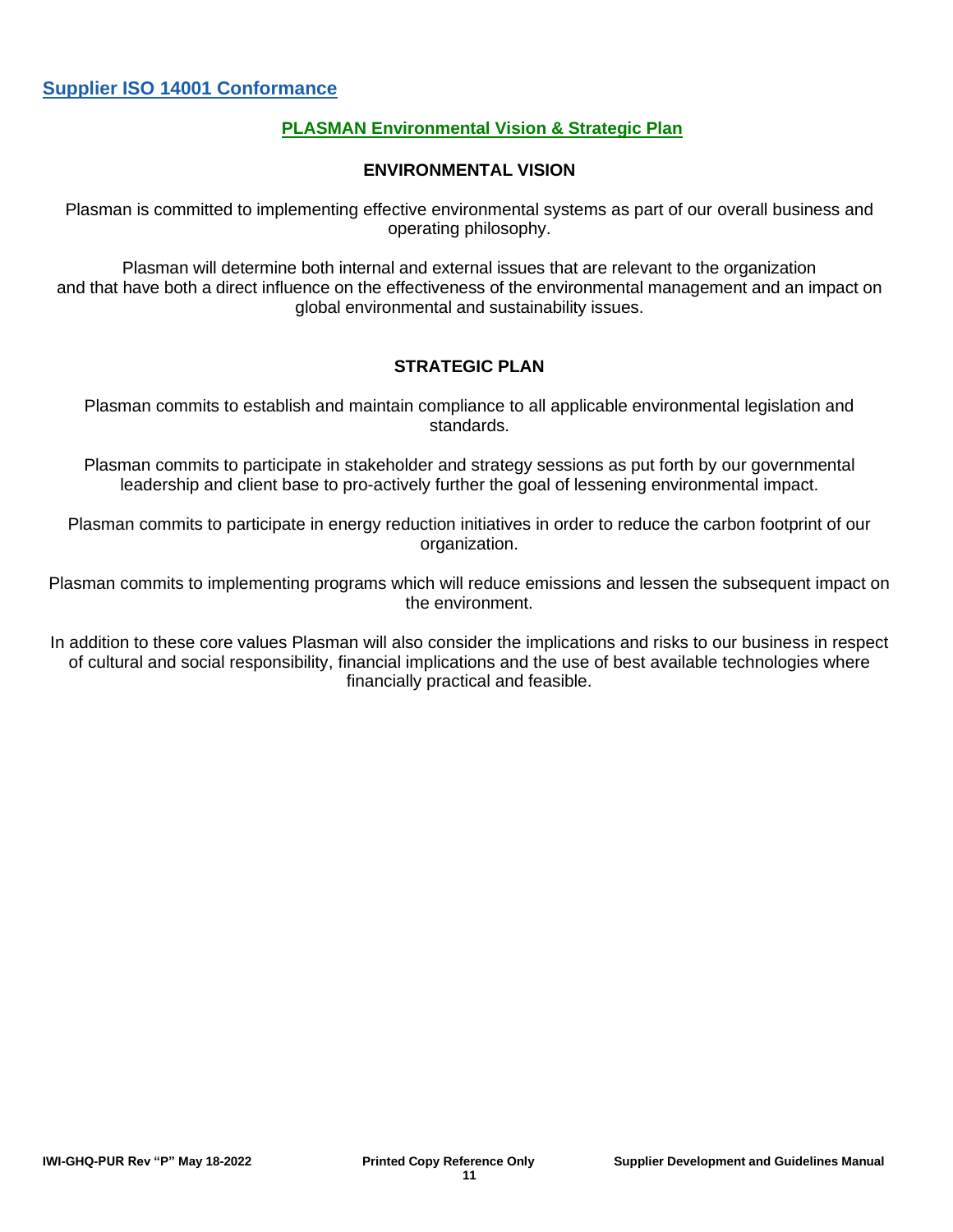## Supplier ISO 14001 Conformance

### PLASMAN Environmental Vision & Strategic Plan

#### ENVIRONMENTAL VISION

Plasman is committed to implementing effective environmental systems as part of our overall business and operating philosophy.

Plasman will determine both internal and external issues that are relevant to the organization and that have both a direct influence on the effectiveness of the environmental management and an impact on global environmental and sustainability issues.

#### STRATEGIC PLAN

Plasman commits to establish and maintain compliance to all applicable environmental legislation and standards.

Plasman commits to participate in stakeholder and strategy sessions as put forth by our governmental leadership and client base to pro-actively further the goal of lessening environmental impact.

Plasman commits to participate in energy reduction initiatives in order to reduce the carbon footprint of our organization.

Plasman commits to implementing programs which will reduce emissions and lessen the subsequent impact on the environment.

In addition to these core values Plasman will also consider the implications and risks to our business in respect of cultural and social responsibility, financial implications and the use of best available technologies where financially practical and feasible.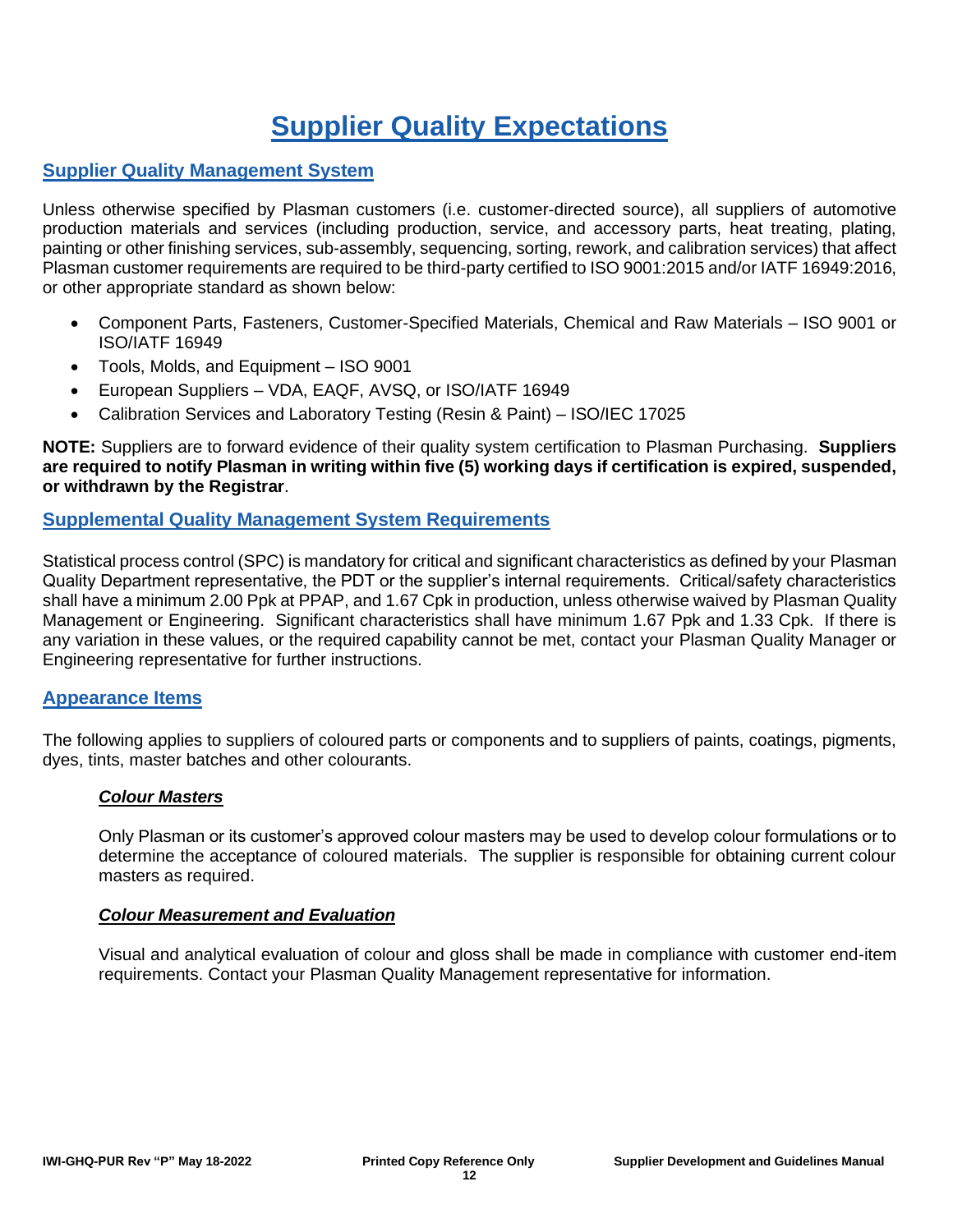# Supplier Quality Expectations

## Supplier Quality Management System

Unless otherwise specified by Plasman customers (i.e. customer-directed source), all suppliers of automotive production materials and services (including production, service, and accessory parts, heat treating, plating, painting or other finishing services, sub-assembly, sequencing, sorting, rework, and calibration services) that affect Plasman customer requirements are required to be third-party certified to ISO 9001:2015 and/or IATF 16949:2016, or other appropriate standard as shown below:

- Component Parts, Fasteners, Customer-Specified Materials, Chemical and Raw Materials – ISO 9001 or ISO/IATF 16949
- Tools, Molds, and Equipment – ISO 9001
- European Suppliers – VDA, EAQF, AVSQ, or ISO/IATF 16949
- Calibration Services and Laboratory Testing (Resin & Paint) – ISO/IEC 17025

**NOTE:** Suppliers are to forward evidence of their quality system certification to Plasman Purchasing. **Suppliers are required to notify Plasman in writing within five (5) working days if certification is expired, suspended, or withdrawn by the Registrar**.

## Supplemental Quality Management System Requirements

Statistical process control (SPC) is mandatory for critical and significant characteristics as defined by your Plasman Quality Department representative, the PDT or the supplier's internal requirements. Critical/safety characteristics shall have a minimum 2.00 Ppk at PPAP, and 1.67 Cpk in production, unless otherwise waived by Plasman Quality Management or Engineering. Significant characteristics shall have minimum 1.67 Ppk and 1.33 Cpk. If there is any variation in these values, or the required capability cannot be met, contact your Plasman Quality Manager or Engineering representative for further instructions.

## Appearance Items

The following applies to suppliers of coloured parts or components and to suppliers of paints, coatings, pigments, dyes, tints, master batches and other colourants.

### *Colour Masters*

Only Plasman or its customer's approved colour masters may be used to develop colour formulations or to determine the acceptance of coloured materials. The supplier is responsible for obtaining current colour masters as required.

### *Colour Measurement and Evaluation*

Visual and analytical evaluation of colour and gloss shall be made in compliance with customer end-item requirements. Contact your Plasman Quality Management representative for information.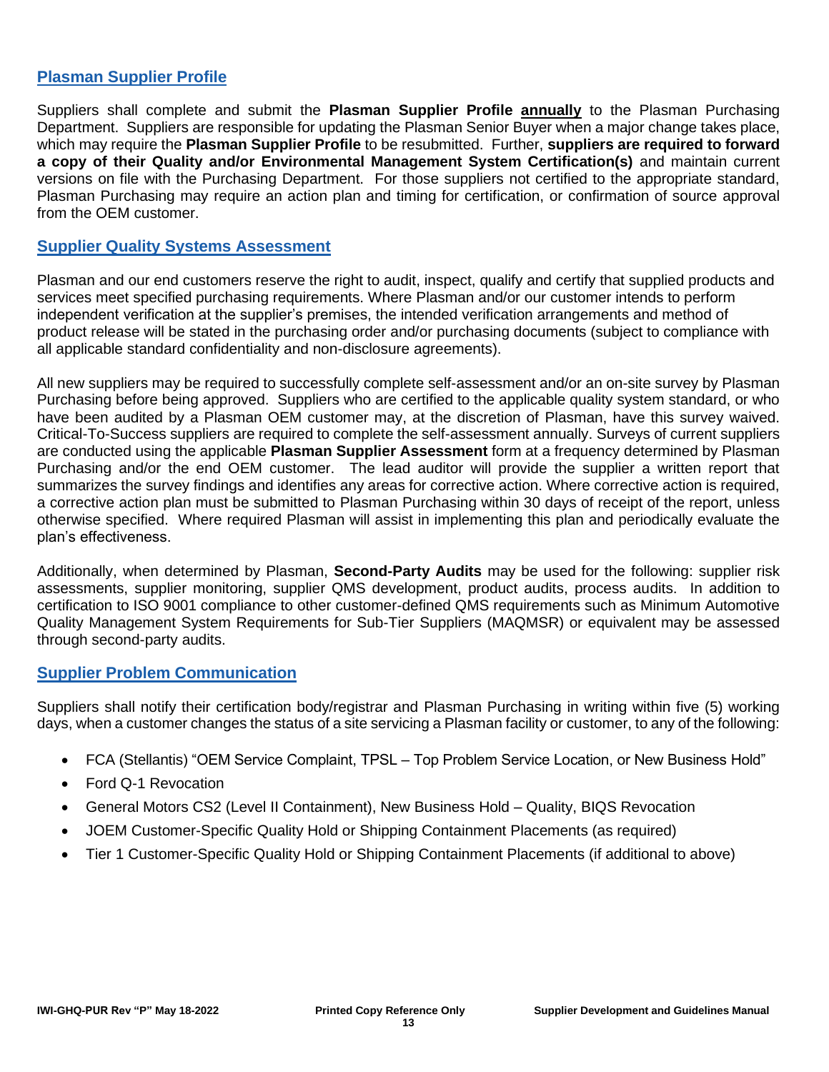## Plasman Supplier Profile

Suppliers shall complete and submit the **Plasman Supplier Profile** **annually** to the Plasman Purchasing Department. Suppliers are responsible for updating the Plasman Senior Buyer when a major change takes place, which may require the **Plasman Supplier Profile** to be resubmitted. Further, **suppliers are required to forward a copy of their Quality and/or Environmental Management System Certification(s)** and maintain current versions on file with the Purchasing Department. For those suppliers not certified to the appropriate standard, Plasman Purchasing may require an action plan and timing for certification, or confirmation of source approval from the OEM customer.

## Supplier Quality Systems Assessment

Plasman and our end customers reserve the right to audit, inspect, qualify and certify that supplied products and services meet specified purchasing requirements. Where Plasman and/or our customer intends to perform independent verification at the supplier's premises, the intended verification arrangements and method of product release will be stated in the purchasing order and/or purchasing documents (subject to compliance with all applicable standard confidentiality and non-disclosure agreements).

All new suppliers may be required to successfully complete self-assessment and/or an on-site survey by Plasman Purchasing before being approved. Suppliers who are certified to the applicable quality system standard, or who have been audited by a Plasman OEM customer may, at the discretion of Plasman, have this survey waived. Critical-To-Success suppliers are required to complete the self-assessment annually. Surveys of current suppliers are conducted using the applicable **Plasman Supplier Assessment** form at a frequency determined by Plasman Purchasing and/or the end OEM customer. The lead auditor will provide the supplier a written report that summarizes the survey findings and identifies any areas for corrective action. Where corrective action is required, a corrective action plan must be submitted to Plasman Purchasing within 30 days of receipt of the report, unless otherwise specified. Where required Plasman will assist in implementing this plan and periodically evaluate the plan's effectiveness.

Additionally, when determined by Plasman, **Second-Party Audits** may be used for the following: supplier risk assessments, supplier monitoring, supplier QMS development, product audits, process audits. In addition to certification to ISO 9001 compliance to other customer-defined QMS requirements such as Minimum Automotive Quality Management System Requirements for Sub-Tier Suppliers (MAQMSR) or equivalent may be assessed through second-party audits.

## Supplier Problem Communication

Suppliers shall notify their certification body/registrar and Plasman Purchasing in writing within five (5) working days, when a customer changes the status of a site servicing a Plasman facility or customer, to any of the following:

- FCA (Stellantis) "OEM Service Complaint, TPSL – Top Problem Service Location, or New Business Hold"
- Ford Q-1 Revocation
- General Motors CS2 (Level II Containment), New Business Hold – Quality, BIQS Revocation
- JOEM Customer-Specific Quality Hold or Shipping Containment Placements (as required)
- Tier 1 Customer-Specific Quality Hold or Shipping Containment Placements (if additional to above)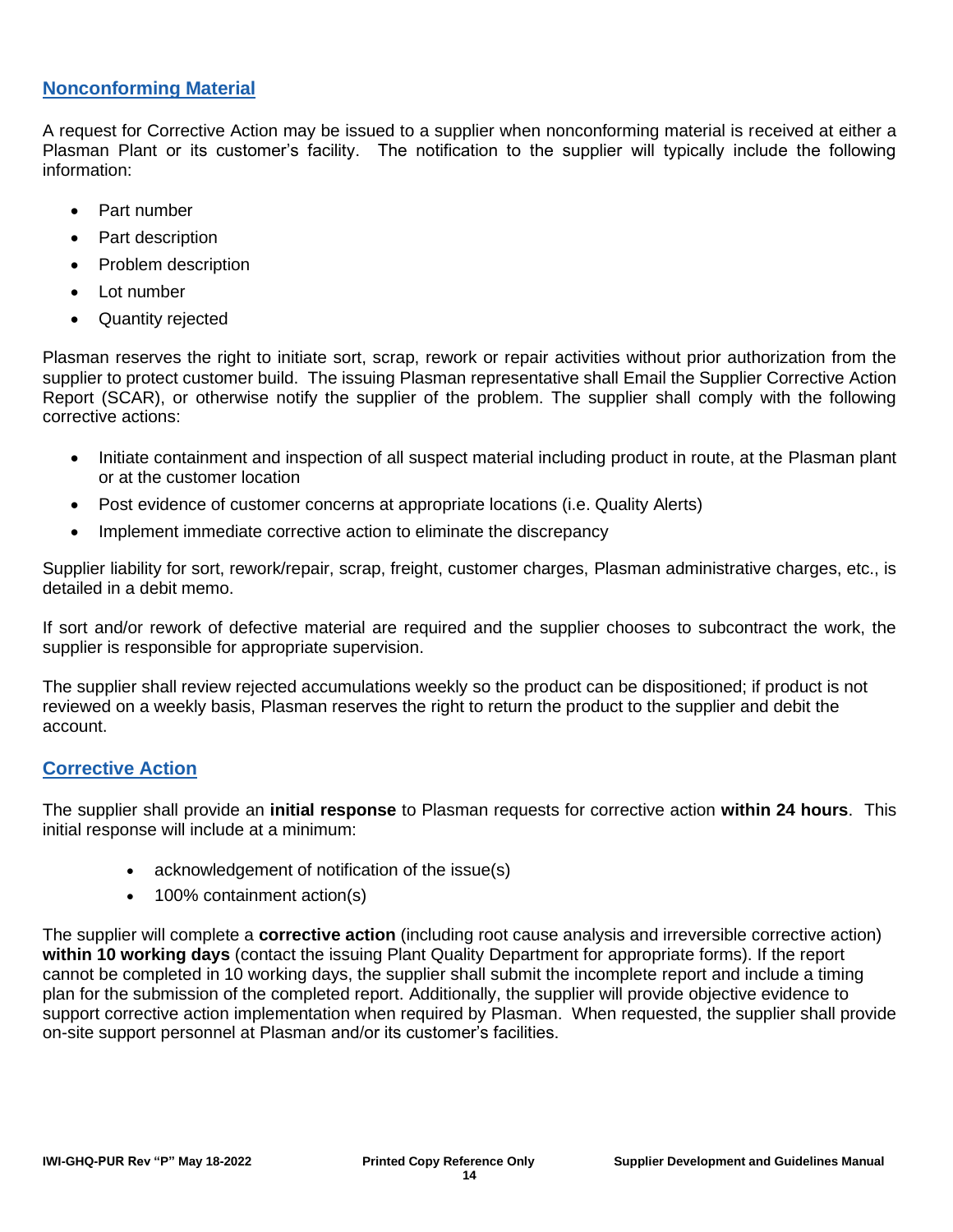## Nonconforming Material

A request for Corrective Action may be issued to a supplier when nonconforming material is received at either a Plasman Plant or its customer's facility. The notification to the supplier will typically include the following information:

- Part number
- Part description
- Problem description
- Lot number
- Quantity rejected

Plasman reserves the right to initiate sort, scrap, rework or repair activities without prior authorization from the supplier to protect customer build. The issuing Plasman representative shall Email the Supplier Corrective Action Report (SCAR), or otherwise notify the supplier of the problem. The supplier shall comply with the following corrective actions:

- Initiate containment and inspection of all suspect material including product in route, at the Plasman plant or at the customer location
- Post evidence of customer concerns at appropriate locations (i.e. Quality Alerts)
- Implement immediate corrective action to eliminate the discrepancy

Supplier liability for sort, rework/repair, scrap, freight, customer charges, Plasman administrative charges, etc., is detailed in a debit memo.

If sort and/or rework of defective material are required and the supplier chooses to subcontract the work, the supplier is responsible for appropriate supervision.

The supplier shall review rejected accumulations weekly so the product can be dispositioned; if product is not reviewed on a weekly basis, Plasman reserves the right to return the product to the supplier and debit the account.

## Corrective Action

The supplier shall provide an **initial response** to Plasman requests for corrective action **within 24 hours**. This initial response will include at a minimum:

- acknowledgement of notification of the issue(s)
- 100% containment action(s)

The supplier will complete a **corrective action** (including root cause analysis and irreversible corrective action) **within 10 working days** (contact the issuing Plant Quality Department for appropriate forms). If the report cannot be completed in 10 working days, the supplier shall submit the incomplete report and include a timing plan for the submission of the completed report. Additionally, the supplier will provide objective evidence to support corrective action implementation when required by Plasman. When requested, the supplier shall provide on-site support personnel at Plasman and/or its customer's facilities.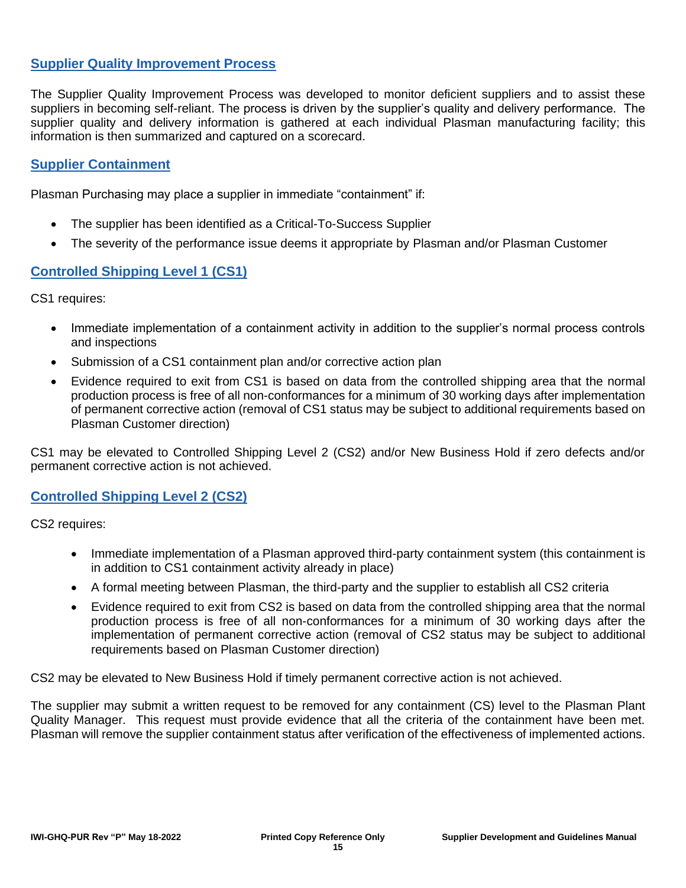## Supplier Quality Improvement Process

The Supplier Quality Improvement Process was developed to monitor deficient suppliers and to assist these suppliers in becoming self-reliant. The process is driven by the supplier's quality and delivery performance. The supplier quality and delivery information is gathered at each individual Plasman manufacturing facility; this information is then summarized and captured on a scorecard.

## Supplier Containment

Plasman Purchasing may place a supplier in immediate "containment" if:

- The supplier has been identified as a Critical-To-Success Supplier
- The severity of the performance issue deems it appropriate by Plasman and/or Plasman Customer

## Controlled Shipping Level 1 (CS1)

CS1 requires:

- Immediate implementation of a containment activity in addition to the supplier's normal process controls and inspections
- Submission of a CS1 containment plan and/or corrective action plan
- Evidence required to exit from CS1 is based on data from the controlled shipping area that the normal production process is free of all non-conformances for a minimum of 30 working days after implementation of permanent corrective action (removal of CS1 status may be subject to additional requirements based on Plasman Customer direction)

CS1 may be elevated to Controlled Shipping Level 2 (CS2) and/or New Business Hold if zero defects and/or permanent corrective action is not achieved.

## Controlled Shipping Level 2 (CS2)

CS2 requires:

- Immediate implementation of a Plasman approved third-party containment system (this containment is in addition to CS1 containment activity already in place)
- A formal meeting between Plasman, the third-party and the supplier to establish all CS2 criteria
- Evidence required to exit from CS2 is based on data from the controlled shipping area that the normal production process is free of all non-conformances for a minimum of 30 working days after the implementation of permanent corrective action (removal of CS2 status may be subject to additional requirements based on Plasman Customer direction)

CS2 may be elevated to New Business Hold if timely permanent corrective action is not achieved.

The supplier may submit a written request to be removed for any containment (CS) level to the Plasman Plant Quality Manager. This request must provide evidence that all the criteria of the containment have been met. Plasman will remove the supplier containment status after verification of the effectiveness of implemented actions.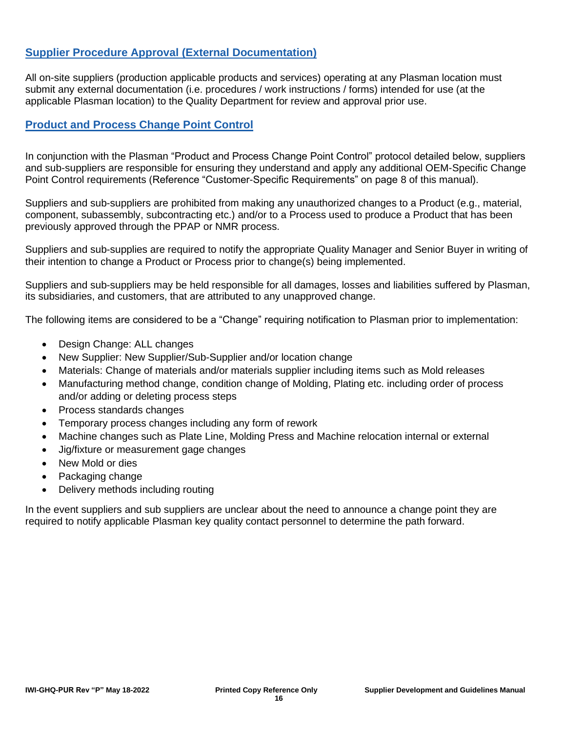## Supplier Procedure Approval (External Documentation)

All on-site suppliers (production applicable products and services) operating at any Plasman location must submit any external documentation (i.e. procedures / work instructions / forms) intended for use (at the applicable Plasman location) to the Quality Department for review and approval prior use.

## Product and Process Change Point Control

In conjunction with the Plasman "Product and Process Change Point Control" protocol detailed below, suppliers and sub-suppliers are responsible for ensuring they understand and apply any additional OEM-Specific Change Point Control requirements (Reference "Customer-Specific Requirements" on page 8 of this manual).

Suppliers and sub-suppliers are prohibited from making any unauthorized changes to a Product (e.g., material, component, subassembly, subcontracting etc.) and/or to a Process used to produce a Product that has been previously approved through the PPAP or NMR process.

Suppliers and sub-supplies are required to notify the appropriate Quality Manager and Senior Buyer in writing of their intention to change a Product or Process prior to change(s) being implemented.

Suppliers and sub-suppliers may be held responsible for all damages, losses and liabilities suffered by Plasman, its subsidiaries, and customers, that are attributed to any unapproved change.

The following items are considered to be a "Change" requiring notification to Plasman prior to implementation:

- Design Change: ALL changes
- New Supplier: New Supplier/Sub-Supplier and/or location change
- Materials: Change of materials and/or materials supplier including items such as Mold releases
- Manufacturing method change, condition change of Molding, Plating etc. including order of process and/or adding or deleting process steps
- Process standards changes
- Temporary process changes including any form of rework
- Machine changes such as Plate Line, Molding Press and Machine relocation internal or external
- Jig/fixture or measurement gage changes
- New Mold or dies
- Packaging change
- Delivery methods including routing

In the event suppliers and sub suppliers are unclear about the need to announce a change point they are required to notify applicable Plasman key quality contact personnel to determine the path forward.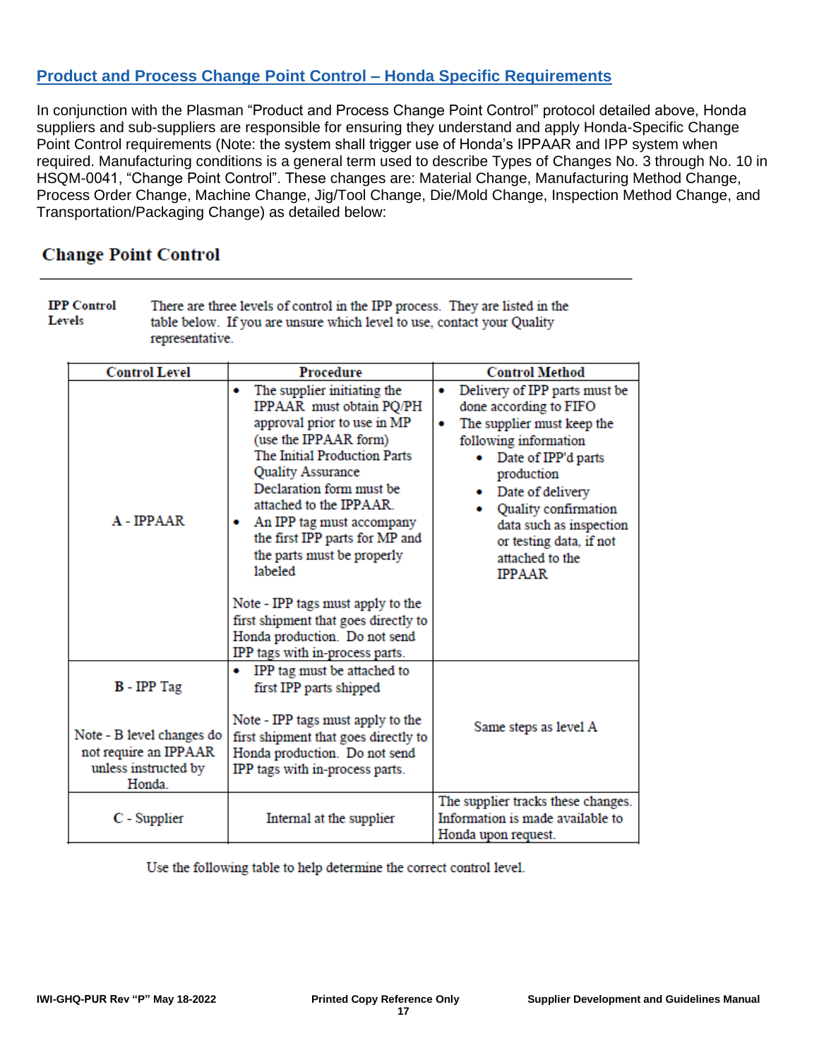## Product and Process Change Point Control – Honda Specific Requirements

In conjunction with the Plasman "Product and Process Change Point Control" protocol detailed above, Honda suppliers and sub-suppliers are responsible for ensuring they understand and apply Honda-Specific Change Point Control requirements (Note: the system shall trigger use of Honda's IPPAAR and IPP system when required. Manufacturing conditions is a general term used to describe Types of Changes No. 3 through No. 10 in HSQM-0041, "Change Point Control". These changes are: Material Change, Manufacturing Method Change, Process Order Change, Machine Change, Jig/Tool Change, Die/Mold Change, Inspection Method Change, and Transportation/Packaging Change) as detailed below:

### Change Point Control

**IPP Control Levels**

There are three levels of control in the IPP process. They are listed in the table below. If you are unsure which level to use, contact your Quality representative.

| Control Level | Procedure | Control Method |
|---|---|---|
| A - IPPAAR | • The supplier initiating the IPPAAR must obtain PQ/PH approval prior to use in MP (use the IPPAAR form) The Initial Production Parts Quality Assurance Declaration form must be attached to the IPPAAR.<br>• An IPP tag must accompany the first IPP parts for MP and the parts must be properly labeled<br><br>Note - IPP tags must apply to the first shipment that goes directly to Honda production. Do not send IPP tags with in-process parts. | • Delivery of IPP parts must be done according to FIFO<br>• The supplier must keep the following information<br>  ◦ Date of IPP'd parts production<br>  ◦ Date of delivery<br>  ◦ Quality confirmation data such as inspection or testing data, if not attached to the IPPAAR |
| B - IPP Tag<br><br>Note - B level changes do not require an IPPAAR unless instructed by Honda. | • IPP tag must be attached to first IPP parts shipped<br><br>Note - IPP tags must apply to the first shipment that goes directly to Honda production. Do not send IPP tags with in-process parts. | Same steps as level A |
| C - Supplier | Internal at the supplier | The supplier tracks these changes. Information is made available to Honda upon request. |

Use the following table to help determine the correct control level.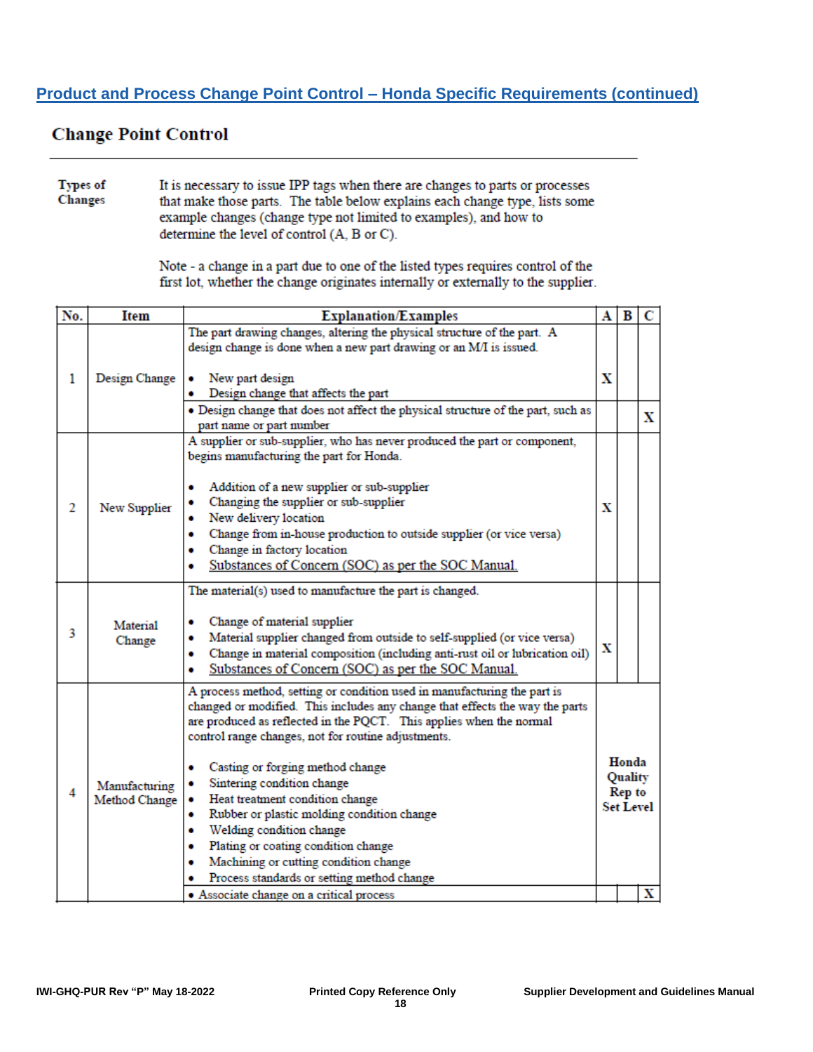## Product and Process Change Point Control – Honda Specific Requirements (continued)

### Change Point Control

**Types of Changes**

It is necessary to issue IPP tags when there are changes to parts or processes that make those parts. The table below explains each change type, lists some example changes (change type not limited to examples), and how to determine the level of control (A, B or C).

Note - a change in a part due to one of the listed types requires control of the first lot, whether the change originates internally or externally to the supplier.

| No. | Item | Explanation/Examples | A | B | C |
|---|---|---|---|---|---|
| 1 | Design Change | The part drawing changes, altering the physical structure of the part. A design change is done when a new part drawing or an M/I is issued.<br><br>• New part design<br>• Design change that affects the part | X | | |
| | | • Design change that does not affect the physical structure of the part, such as part name or part number | | | X |
| 2 | New Supplier | A supplier or sub-supplier, who has never produced the part or component, begins manufacturing the part for Honda.<br><br>• Addition of a new supplier or sub-supplier<br>• Changing the supplier or sub-supplier<br>• New delivery location<br>• Change from in-house production to outside supplier (or vice versa)<br>• Change in factory location<br>• Substances of Concern (SOC) as per the SOC Manual. | X | | |
| 3 | Material Change | The material(s) used to manufacture the part is changed.<br><br>• Change of material supplier<br>• Material supplier changed from outside to self-supplied (or vice versa)<br>• Change in material composition (including anti-rust oil or lubrication oil)<br>• Substances of Concern (SOC) as per the SOC Manual. | X | | |
| 4 | Manufacturing Method Change | A process method, setting or condition used in manufacturing the part is changed or modified. This includes any change that effects the way the parts are produced as reflected in the PQCT. This applies when the normal control range changes, not for routine adjustments.<br><br>• Casting or forging method change<br>• Sintering condition change<br>• Heat treatment condition change<br>• Rubber or plastic molding condition change<br>• Welding condition change<br>• Plating or coating condition change<br>• Machining or cutting condition change<br>• Process standards or setting method change | **Honda Quality Rep to Set Level** | | |
| | | • Associate change on a critical process | | | X |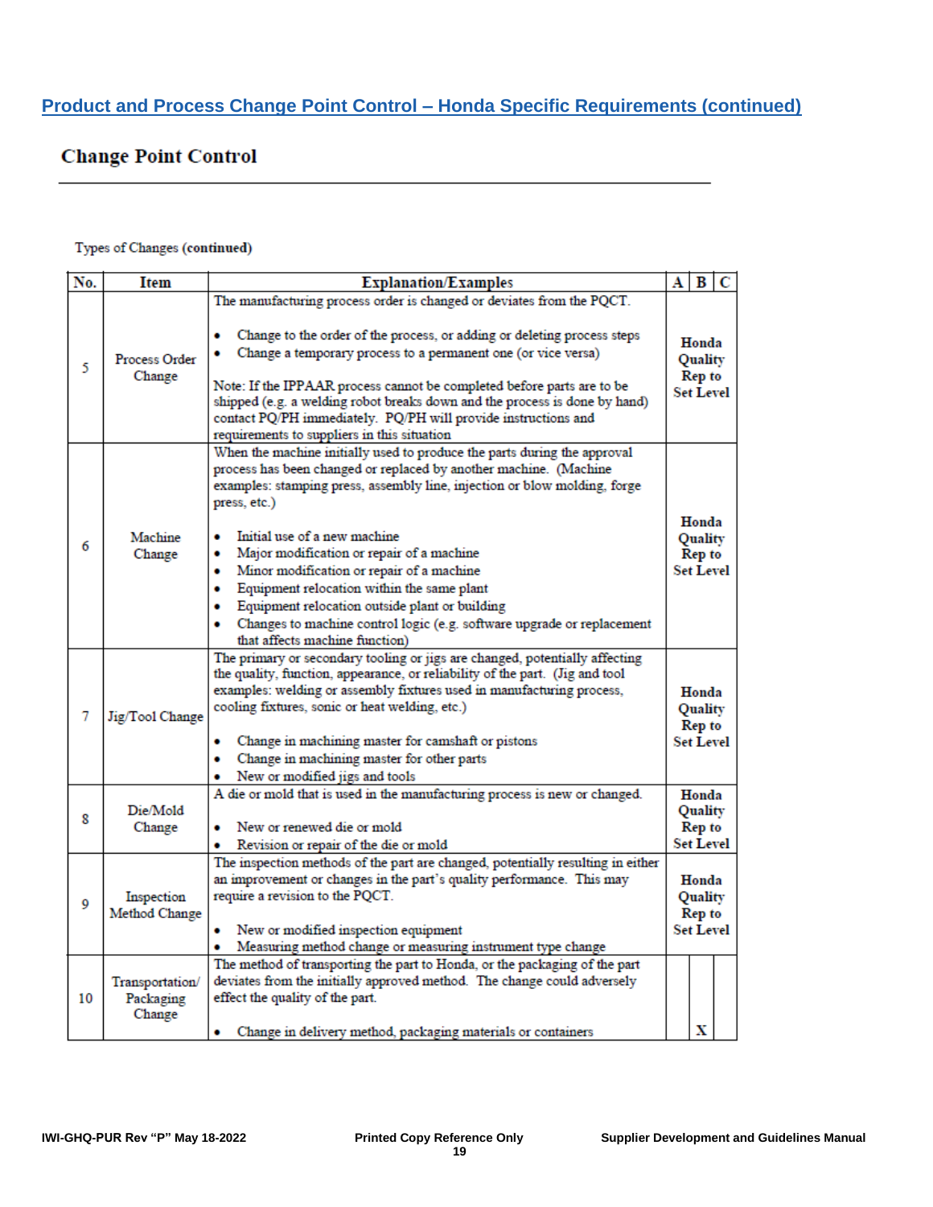## Product and Process Change Point Control – Honda Specific Requirements (continued)

# Change Point Control

Types of Changes **(continued)**

| No. | Item | Explanation/Examples | A | B | C |
|---|---|---|---|---|---|
| 5 | Process Order Change | The manufacturing process order is changed or deviates from the PQCT.<br><br>• Change to the order of the process, or adding or deleting process steps<br>• Change a temporary process to a permanent one (or vice versa)<br><br>Note: If the IPPAAR process cannot be completed before parts are to be shipped (e.g. a welding robot breaks down and the process is done by hand) contact PQ/PH immediately. PQ/PH will provide instructions and requirements to suppliers in this situation | **Honda Quality Rep to Set Level** | | |
| 6 | Machine Change | When the machine initially used to produce the parts during the approval process has been changed or replaced by another machine. (Machine examples: stamping press, assembly line, injection or blow molding, forge press, etc.)<br><br>• Initial use of a new machine<br>• Major modification or repair of a machine<br>• Minor modification or repair of a machine<br>• Equipment relocation within the same plant<br>• Equipment relocation outside plant or building<br>• Changes to machine control logic (e.g. software upgrade or replacement that affects machine function) | **Honda Quality Rep to Set Level** | | |
| 7 | Jig/Tool Change | The primary or secondary tooling or jigs are changed, potentially affecting the quality, function, appearance, or reliability of the part. (Jig and tool examples: welding or assembly fixtures used in manufacturing process, cooling fixtures, sonic or heat welding, etc.)<br><br>• Change in machining master for camshaft or pistons<br>• Change in machining master for other parts<br>• New or modified jigs and tools | **Honda Quality Rep to Set Level** | | |
| 8 | Die/Mold Change | A die or mold that is used in the manufacturing process is new or changed.<br><br>• New or renewed die or mold<br>• Revision or repair of the die or mold | **Honda Quality Rep to Set Level** | | |
| 9 | Inspection Method Change | The inspection methods of the part are changed, potentially resulting in either an improvement or changes in the part's quality performance. This may require a revision to the PQCT.<br><br>• New or modified inspection equipment<br>• Measuring method change or measuring instrument type change | **Honda Quality Rep to Set Level** | | |
| 10 | Transportation/ Packaging Change | The method of transporting the part to Honda, or the packaging of the part deviates from the initially approved method. The change could adversely effect the quality of the part.<br><br>• Change in delivery method, packaging materials or containers | | X | |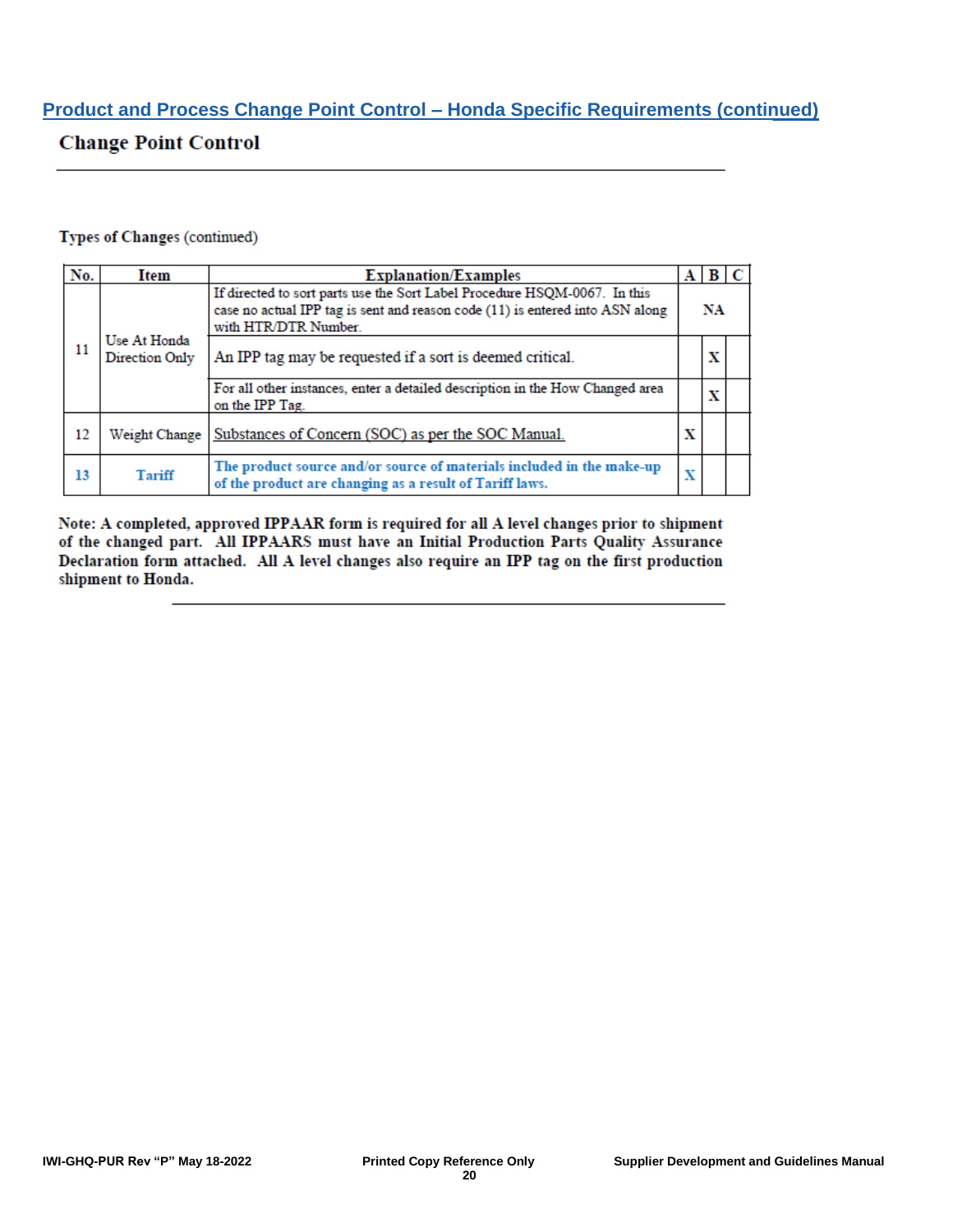## Product and Process Change Point Control – Honda Specific Requirements (continued)

### Change Point Control

**Types of Changes** (continued)

| No. | Item | Explanation/Examples | A | B | C |
|---|---|---|---|---|---|
| 11 | Use At Honda Direction Only | If directed to sort parts use the Sort Label Procedure HSQM-0067. In this case no actual IPP tag is sent and reason code (11) is entered into ASN along with HTR/DTR Number. | NA | | |
| | | An IPP tag may be requested if a sort is deemed critical. | | X | |
| | | For all other instances, enter a detailed description in the How Changed area on the IPP Tag. | | X | |
| 12 | Weight Change | Substances of Concern (SOC) as per the SOC Manual. | X | | |
| 13 | Tariff | The product source and/or source of materials included in the make-up of the product are changing as a result of Tariff laws. | X | | |

**Note: A completed, approved IPPAAR form is required for all A level changes prior to shipment of the changed part. All IPPAARS must have an Initial Production Parts Quality Assurance Declaration form attached. All A level changes also require an IPP tag on the first production shipment to Honda.**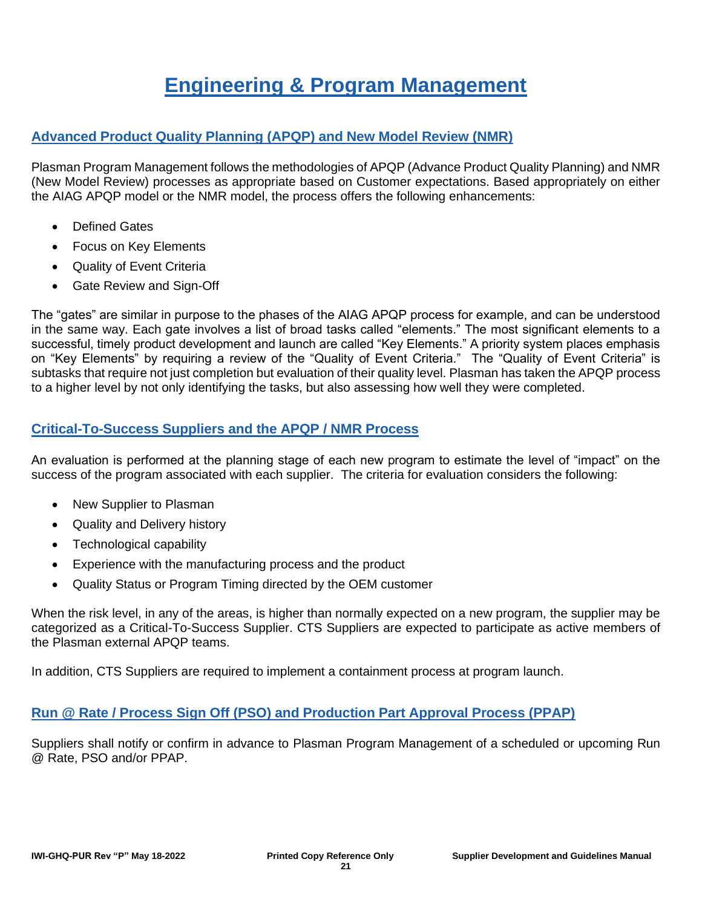# Engineering & Program Management

## Advanced Product Quality Planning (APQP) and New Model Review (NMR)

Plasman Program Management follows the methodologies of APQP (Advance Product Quality Planning) and NMR (New Model Review) processes as appropriate based on Customer expectations. Based appropriately on either the AIAG APQP model or the NMR model, the process offers the following enhancements:

- Defined Gates
- Focus on Key Elements
- Quality of Event Criteria
- Gate Review and Sign-Off

The "gates" are similar in purpose to the phases of the AIAG APQP process for example, and can be understood in the same way. Each gate involves a list of broad tasks called "elements." The most significant elements to a successful, timely product development and launch are called "Key Elements." A priority system places emphasis on "Key Elements" by requiring a review of the "Quality of Event Criteria." The "Quality of Event Criteria" is subtasks that require not just completion but evaluation of their quality level. Plasman has taken the APQP process to a higher level by not only identifying the tasks, but also assessing how well they were completed.

## Critical-To-Success Suppliers and the APQP / NMR Process

An evaluation is performed at the planning stage of each new program to estimate the level of "impact" on the success of the program associated with each supplier. The criteria for evaluation considers the following:

- New Supplier to Plasman
- Quality and Delivery history
- Technological capability
- Experience with the manufacturing process and the product
- Quality Status or Program Timing directed by the OEM customer

When the risk level, in any of the areas, is higher than normally expected on a new program, the supplier may be categorized as a Critical-To-Success Supplier. CTS Suppliers are expected to participate as active members of the Plasman external APQP teams.

In addition, CTS Suppliers are required to implement a containment process at program launch.

## Run @ Rate / Process Sign Off (PSO) and Production Part Approval Process (PPAP)

Suppliers shall notify or confirm in advance to Plasman Program Management of a scheduled or upcoming Run @ Rate, PSO and/or PPAP.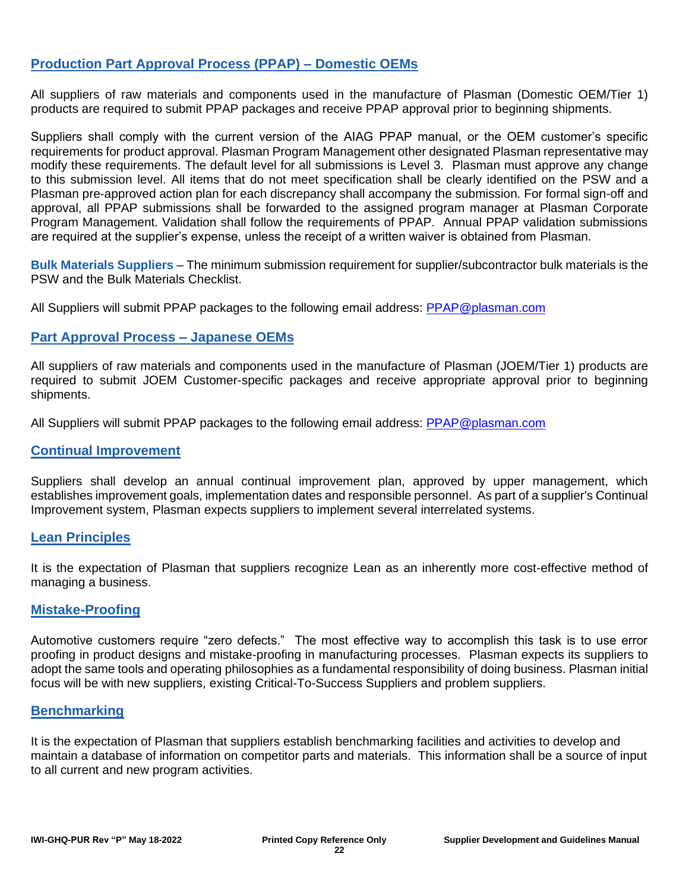## Production Part Approval Process (PPAP) – Domestic OEMs

All suppliers of raw materials and components used in the manufacture of Plasman (Domestic OEM/Tier 1) products are required to submit PPAP packages and receive PPAP approval prior to beginning shipments.

Suppliers shall comply with the current version of the AIAG PPAP manual, or the OEM customer's specific requirements for product approval. Plasman Program Management other designated Plasman representative may modify these requirements. The default level for all submissions is Level 3. Plasman must approve any change to this submission level. All items that do not meet specification shall be clearly identified on the PSW and a Plasman pre-approved action plan for each discrepancy shall accompany the submission. For formal sign-off and approval, all PPAP submissions shall be forwarded to the assigned program manager at Plasman Corporate Program Management. Validation shall follow the requirements of PPAP. Annual PPAP validation submissions are required at the supplier's expense, unless the receipt of a written waiver is obtained from Plasman.

**Bulk Materials Suppliers** – The minimum submission requirement for supplier/subcontractor bulk materials is the PSW and the Bulk Materials Checklist.

All Suppliers will submit PPAP packages to the following email address: PPAP@plasman.com

## Part Approval Process – Japanese OEMs

All suppliers of raw materials and components used in the manufacture of Plasman (JOEM/Tier 1) products are required to submit JOEM Customer-specific packages and receive appropriate approval prior to beginning shipments.

All Suppliers will submit PPAP packages to the following email address: PPAP@plasman.com

## Continual Improvement

Suppliers shall develop an annual continual improvement plan, approved by upper management, which establishes improvement goals, implementation dates and responsible personnel. As part of a supplier's Continual Improvement system, Plasman expects suppliers to implement several interrelated systems.

## Lean Principles

It is the expectation of Plasman that suppliers recognize Lean as an inherently more cost-effective method of managing a business.

## Mistake-Proofing

Automotive customers require "zero defects." The most effective way to accomplish this task is to use error proofing in product designs and mistake-proofing in manufacturing processes. Plasman expects its suppliers to adopt the same tools and operating philosophies as a fundamental responsibility of doing business. Plasman initial focus will be with new suppliers, existing Critical-To-Success Suppliers and problem suppliers.

## Benchmarking

It is the expectation of Plasman that suppliers establish benchmarking facilities and activities to develop and maintain a database of information on competitor parts and materials. This information shall be a source of input to all current and new program activities.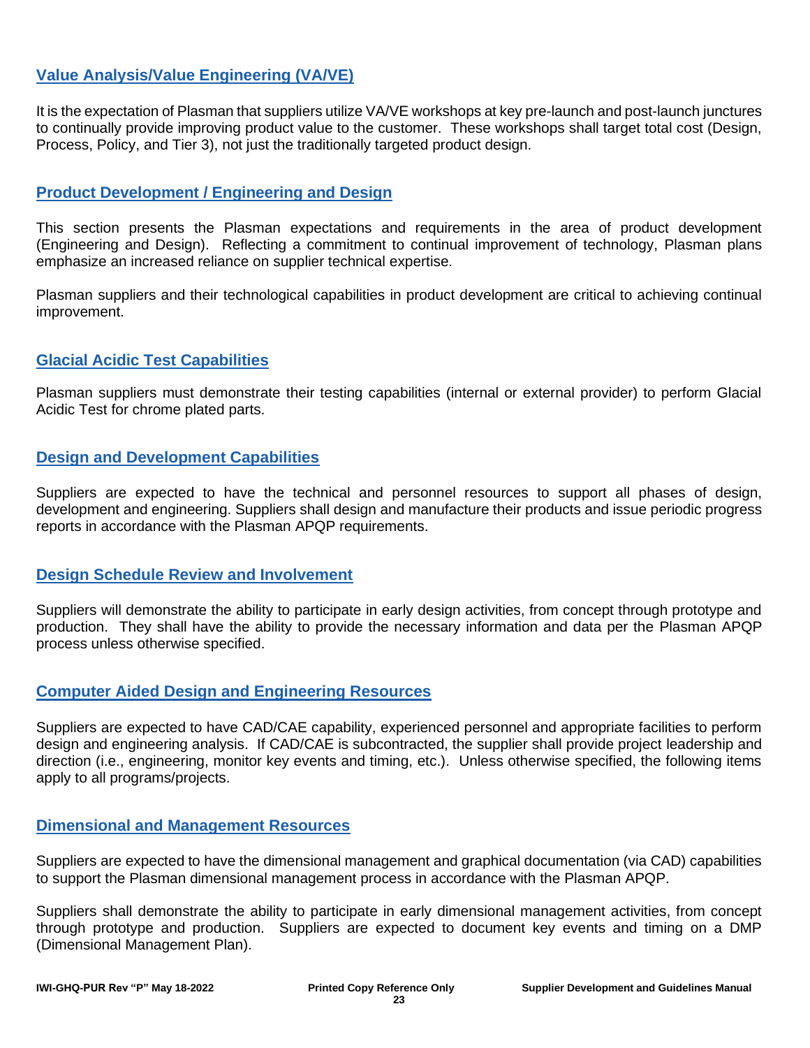## Value Analysis/Value Engineering (VA/VE)

It is the expectation of Plasman that suppliers utilize VA/VE workshops at key pre-launch and post-launch junctures to continually provide improving product value to the customer. These workshops shall target total cost (Design, Process, Policy, and Tier 3), not just the traditionally targeted product design.

## Product Development / Engineering and Design

This section presents the Plasman expectations and requirements in the area of product development (Engineering and Design). Reflecting a commitment to continual improvement of technology, Plasman plans emphasize an increased reliance on supplier technical expertise.

Plasman suppliers and their technological capabilities in product development are critical to achieving continual improvement.

## Glacial Acidic Test Capabilities

Plasman suppliers must demonstrate their testing capabilities (internal or external provider) to perform Glacial Acidic Test for chrome plated parts.

## Design and Development Capabilities

Suppliers are expected to have the technical and personnel resources to support all phases of design, development and engineering. Suppliers shall design and manufacture their products and issue periodic progress reports in accordance with the Plasman APQP requirements.

## Design Schedule Review and Involvement

Suppliers will demonstrate the ability to participate in early design activities, from concept through prototype and production. They shall have the ability to provide the necessary information and data per the Plasman APQP process unless otherwise specified.

## Computer Aided Design and Engineering Resources

Suppliers are expected to have CAD/CAE capability, experienced personnel and appropriate facilities to perform design and engineering analysis. If CAD/CAE is subcontracted, the supplier shall provide project leadership and direction (i.e., engineering, monitor key events and timing, etc.). Unless otherwise specified, the following items apply to all programs/projects.

## Dimensional and Management Resources

Suppliers are expected to have the dimensional management and graphical documentation (via CAD) capabilities to support the Plasman dimensional management process in accordance with the Plasman APQP.

Suppliers shall demonstrate the ability to participate in early dimensional management activities, from concept through prototype and production. Suppliers are expected to document key events and timing on a DMP (Dimensional Management Plan).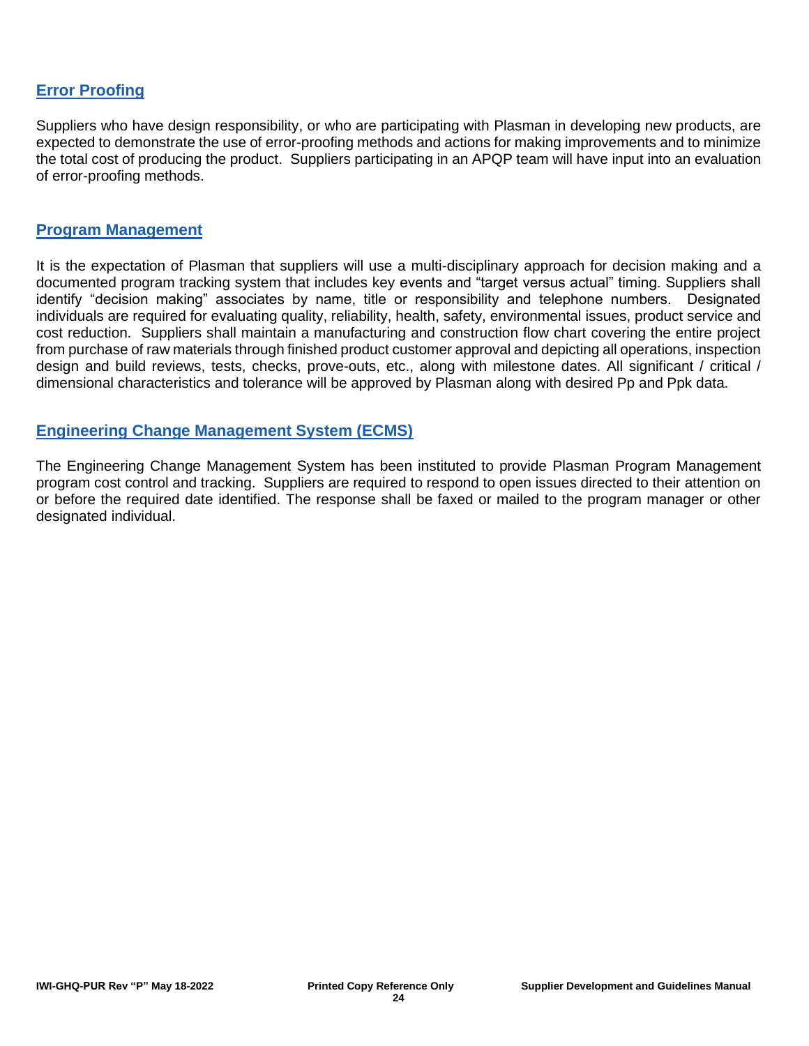## Error Proofing

Suppliers who have design responsibility, or who are participating with Plasman in developing new products, are expected to demonstrate the use of error-proofing methods and actions for making improvements and to minimize the total cost of producing the product. Suppliers participating in an APQP team will have input into an evaluation of error-proofing methods.

## Program Management

It is the expectation of Plasman that suppliers will use a multi-disciplinary approach for decision making and a documented program tracking system that includes key events and "target versus actual" timing. Suppliers shall identify "decision making" associates by name, title or responsibility and telephone numbers. Designated individuals are required for evaluating quality, reliability, health, safety, environmental issues, product service and cost reduction. Suppliers shall maintain a manufacturing and construction flow chart covering the entire project from purchase of raw materials through finished product customer approval and depicting all operations, inspection design and build reviews, tests, checks, prove-outs, etc., along with milestone dates. All significant / critical / dimensional characteristics and tolerance will be approved by Plasman along with desired Pp and Ppk data.

## Engineering Change Management System (ECMS)

The Engineering Change Management System has been instituted to provide Plasman Program Management program cost control and tracking. Suppliers are required to respond to open issues directed to their attention on or before the required date identified. The response shall be faxed or mailed to the program manager or other designated individual.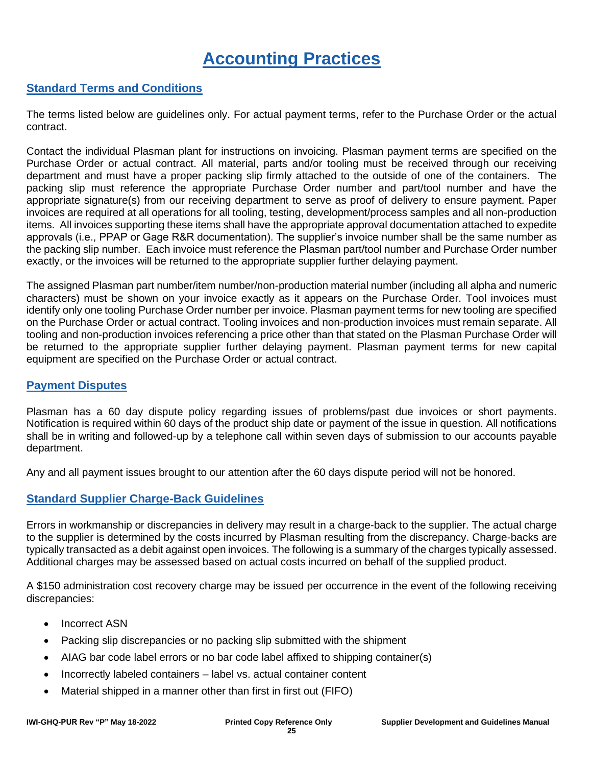# Accounting Practices

## Standard Terms and Conditions

The terms listed below are guidelines only. For actual payment terms, refer to the Purchase Order or the actual contract.

Contact the individual Plasman plant for instructions on invoicing. Plasman payment terms are specified on the Purchase Order or actual contract. All material, parts and/or tooling must be received through our receiving department and must have a proper packing slip firmly attached to the outside of one of the containers. The packing slip must reference the appropriate Purchase Order number and part/tool number and have the appropriate signature(s) from our receiving department to serve as proof of delivery to ensure payment. Paper invoices are required at all operations for all tooling, testing, development/process samples and all non-production items. All invoices supporting these items shall have the appropriate approval documentation attached to expedite approvals (i.e., PPAP or Gage R&R documentation). The supplier's invoice number shall be the same number as the packing slip number. Each invoice must reference the Plasman part/tool number and Purchase Order number exactly, or the invoices will be returned to the appropriate supplier further delaying payment.

The assigned Plasman part number/item number/non-production material number (including all alpha and numeric characters) must be shown on your invoice exactly as it appears on the Purchase Order. Tool invoices must identify only one tooling Purchase Order number per invoice. Plasman payment terms for new tooling are specified on the Purchase Order or actual contract. Tooling invoices and non-production invoices must remain separate. All tooling and non-production invoices referencing a price other than that stated on the Plasman Purchase Order will be returned to the appropriate supplier further delaying payment. Plasman payment terms for new capital equipment are specified on the Purchase Order or actual contract.

## Payment Disputes

Plasman has a 60 day dispute policy regarding issues of problems/past due invoices or short payments. Notification is required within 60 days of the product ship date or payment of the issue in question. All notifications shall be in writing and followed-up by a telephone call within seven days of submission to our accounts payable department.

Any and all payment issues brought to our attention after the 60 days dispute period will not be honored.

## Standard Supplier Charge-Back Guidelines

Errors in workmanship or discrepancies in delivery may result in a charge-back to the supplier. The actual charge to the supplier is determined by the costs incurred by Plasman resulting from the discrepancy. Charge-backs are typically transacted as a debit against open invoices. The following is a summary of the charges typically assessed. Additional charges may be assessed based on actual costs incurred on behalf of the supplied product.

A $150 administration cost recovery charge may be issued per occurrence in the event of the following receiving discrepancies:

- Incorrect ASN
- Packing slip discrepancies or no packing slip submitted with the shipment
- AIAG bar code label errors or no bar code label affixed to shipping container(s)
- Incorrectly labeled containers – label vs. actual container content
- Material shipped in a manner other than first in first out (FIFO)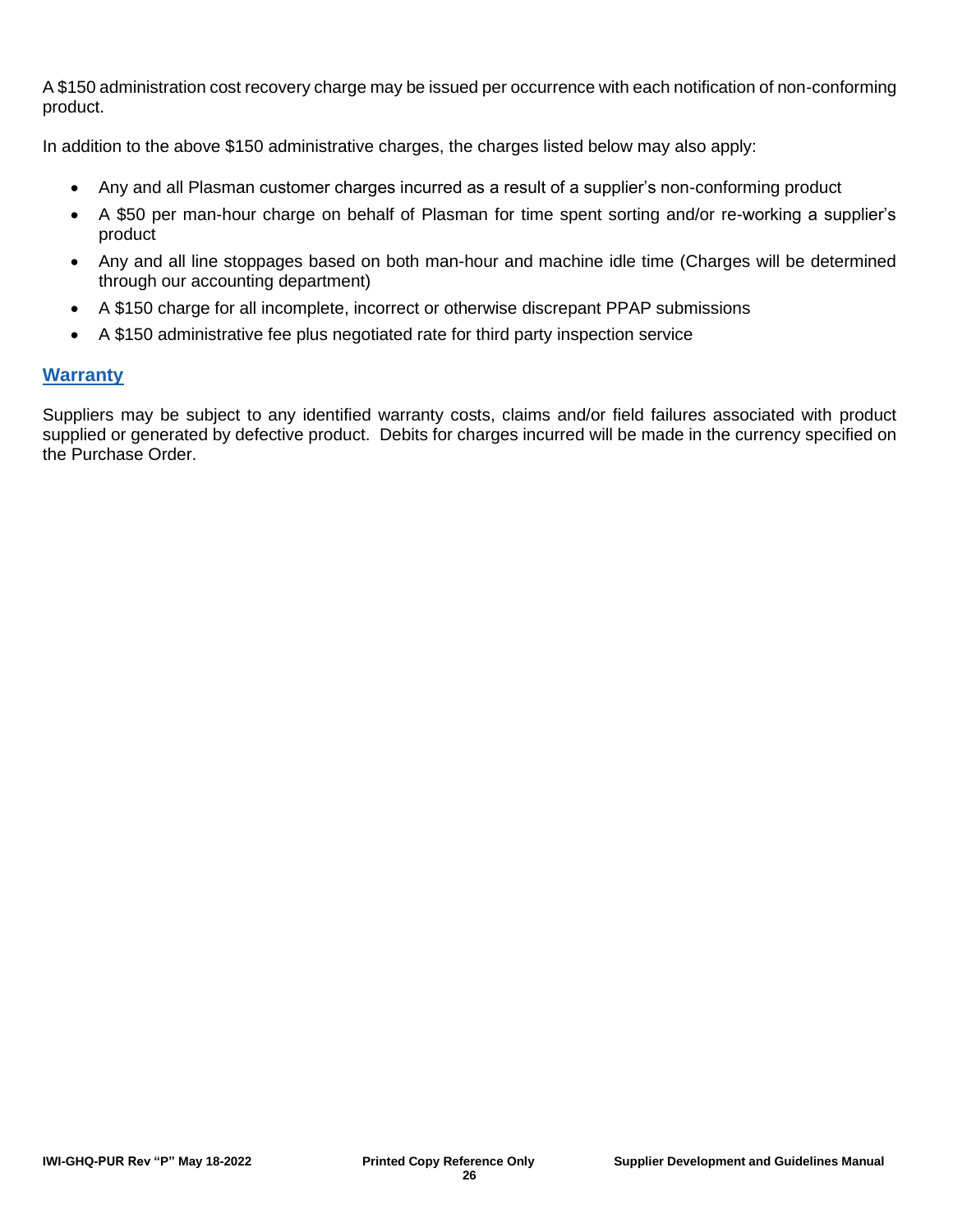A $150 administration cost recovery charge may be issued per occurrence with each notification of non-conforming product.

In addition to the above $150 administrative charges, the charges listed below may also apply:

- Any and all Plasman customer charges incurred as a result of a supplier's non-conforming product
- A $50 per man-hour charge on behalf of Plasman for time spent sorting and/or re-working a supplier's product
- Any and all line stoppages based on both man-hour and machine idle time (Charges will be determined through our accounting department)
- A $150 charge for all incomplete, incorrect or otherwise discrepant PPAP submissions
- A $150 administrative fee plus negotiated rate for third party inspection service

## Warranty

Suppliers may be subject to any identified warranty costs, claims and/or field failures associated with product supplied or generated by defective product. Debits for charges incurred will be made in the currency specified on the Purchase Order.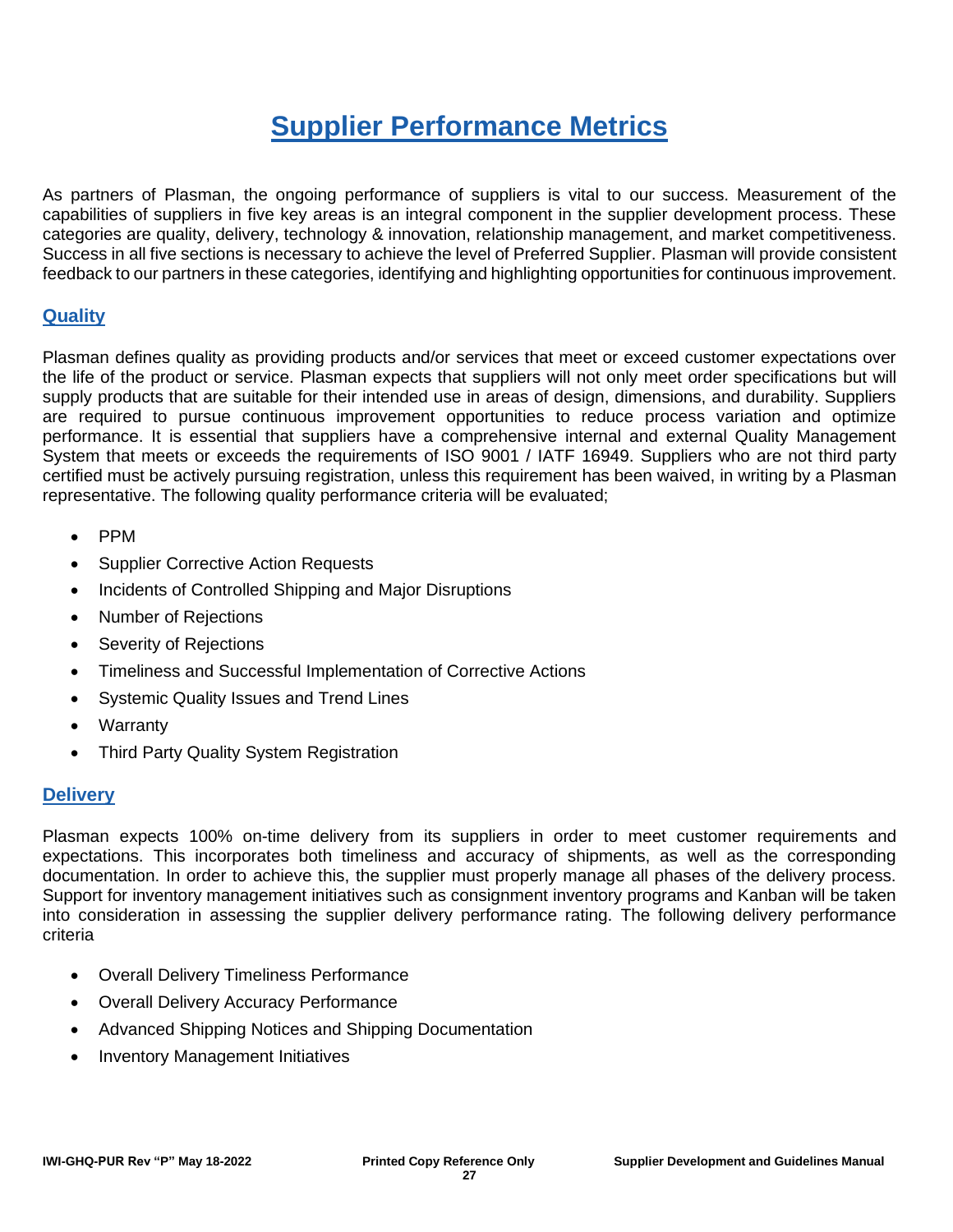# Supplier Performance Metrics

As partners of Plasman, the ongoing performance of suppliers is vital to our success. Measurement of the capabilities of suppliers in five key areas is an integral component in the supplier development process. These categories are quality, delivery, technology & innovation, relationship management, and market competitiveness. Success in all five sections is necessary to achieve the level of Preferred Supplier. Plasman will provide consistent feedback to our partners in these categories, identifying and highlighting opportunities for continuous improvement.

## Quality

Plasman defines quality as providing products and/or services that meet or exceed customer expectations over the life of the product or service. Plasman expects that suppliers will not only meet order specifications but will supply products that are suitable for their intended use in areas of design, dimensions, and durability. Suppliers are required to pursue continuous improvement opportunities to reduce process variation and optimize performance. It is essential that suppliers have a comprehensive internal and external Quality Management System that meets or exceeds the requirements of ISO 9001 / IATF 16949. Suppliers who are not third party certified must be actively pursuing registration, unless this requirement has been waived, in writing by a Plasman representative. The following quality performance criteria will be evaluated;

- PPM
- Supplier Corrective Action Requests
- Incidents of Controlled Shipping and Major Disruptions
- Number of Rejections
- Severity of Rejections
- Timeliness and Successful Implementation of Corrective Actions
- Systemic Quality Issues and Trend Lines
- Warranty
- Third Party Quality System Registration

## Delivery

Plasman expects 100% on-time delivery from its suppliers in order to meet customer requirements and expectations. This incorporates both timeliness and accuracy of shipments, as well as the corresponding documentation. In order to achieve this, the supplier must properly manage all phases of the delivery process. Support for inventory management initiatives such as consignment inventory programs and Kanban will be taken into consideration in assessing the supplier delivery performance rating. The following delivery performance criteria

- Overall Delivery Timeliness Performance
- Overall Delivery Accuracy Performance
- Advanced Shipping Notices and Shipping Documentation
- Inventory Management Initiatives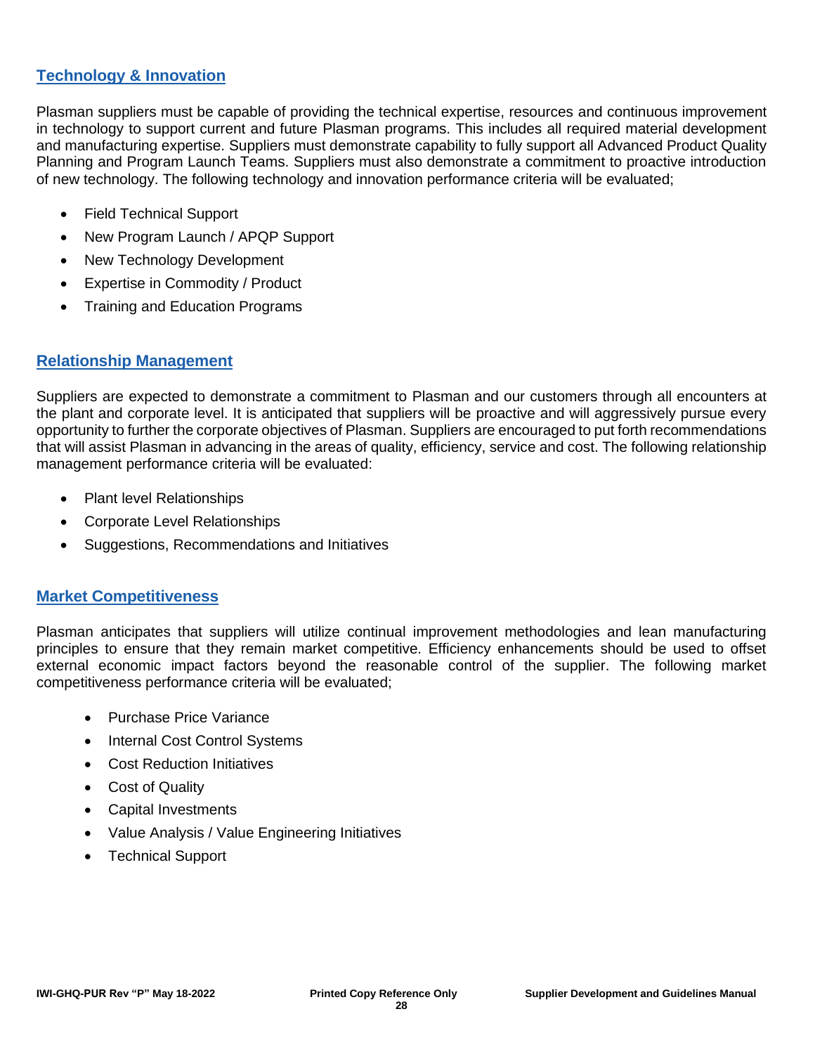## Technology & Innovation

Plasman suppliers must be capable of providing the technical expertise, resources and continuous improvement in technology to support current and future Plasman programs. This includes all required material development and manufacturing expertise. Suppliers must demonstrate capability to fully support all Advanced Product Quality Planning and Program Launch Teams. Suppliers must also demonstrate a commitment to proactive introduction of new technology. The following technology and innovation performance criteria will be evaluated;

- Field Technical Support
- New Program Launch / APQP Support
- New Technology Development
- Expertise in Commodity / Product
- Training and Education Programs

## Relationship Management

Suppliers are expected to demonstrate a commitment to Plasman and our customers through all encounters at the plant and corporate level. It is anticipated that suppliers will be proactive and will aggressively pursue every opportunity to further the corporate objectives of Plasman. Suppliers are encouraged to put forth recommendations that will assist Plasman in advancing in the areas of quality, efficiency, service and cost. The following relationship management performance criteria will be evaluated:

- Plant level Relationships
- Corporate Level Relationships
- Suggestions, Recommendations and Initiatives

## Market Competitiveness

Plasman anticipates that suppliers will utilize continual improvement methodologies and lean manufacturing principles to ensure that they remain market competitive. Efficiency enhancements should be used to offset external economic impact factors beyond the reasonable control of the supplier. The following market competitiveness performance criteria will be evaluated;

- Purchase Price Variance
- Internal Cost Control Systems
- Cost Reduction Initiatives
- Cost of Quality
- Capital Investments
- Value Analysis / Value Engineering Initiatives
- Technical Support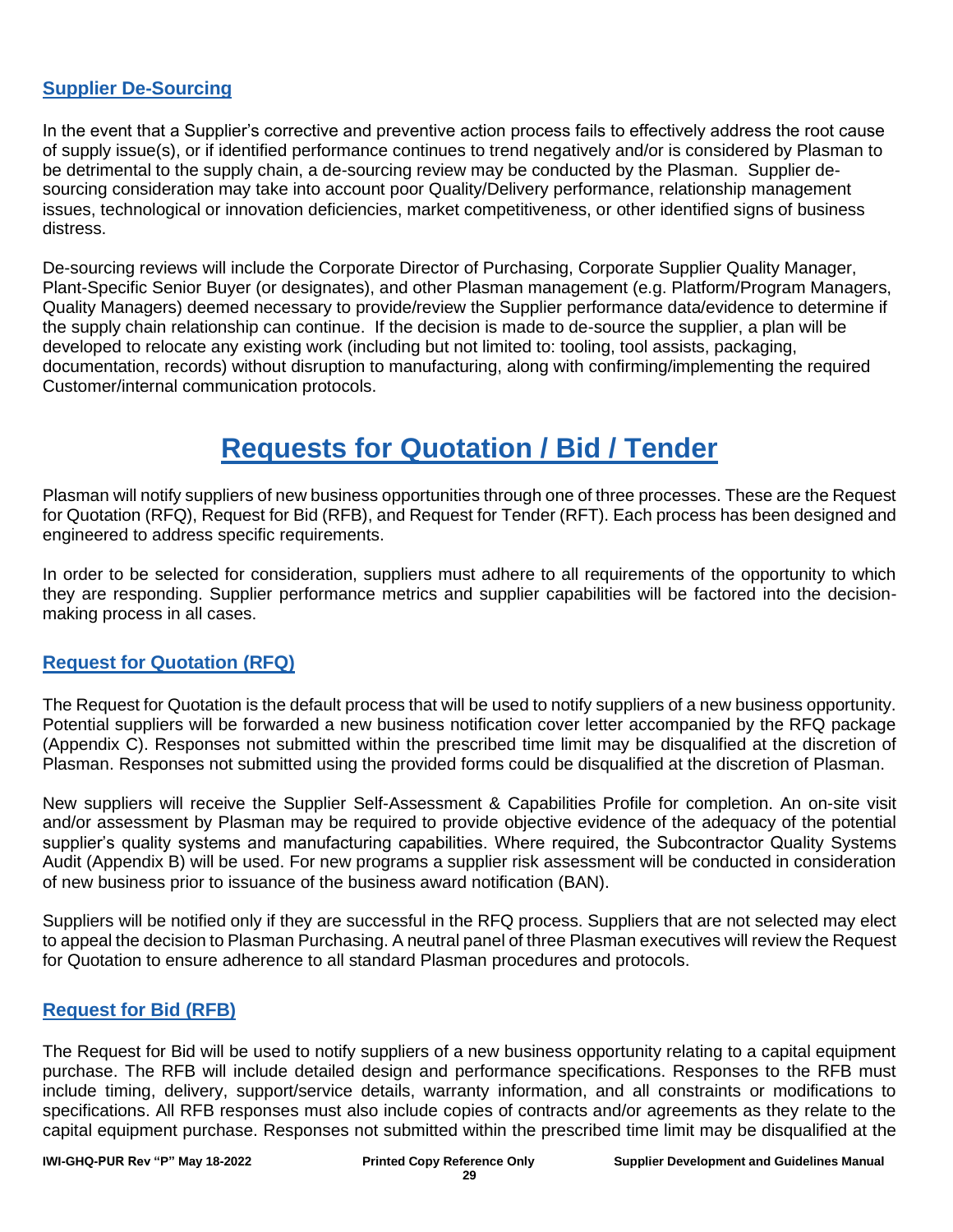### Supplier De-Sourcing

In the event that a Supplier's corrective and preventive action process fails to effectively address the root cause of supply issue(s), or if identified performance continues to trend negatively and/or is considered by Plasman to be detrimental to the supply chain, a de-sourcing review may be conducted by the Plasman. Supplier de-sourcing consideration may take into account poor Quality/Delivery performance, relationship management issues, technological or innovation deficiencies, market competitiveness, or other identified signs of business distress.

De-sourcing reviews will include the Corporate Director of Purchasing, Corporate Supplier Quality Manager, Plant-Specific Senior Buyer (or designates), and other Plasman management (e.g. Platform/Program Managers, Quality Managers) deemed necessary to provide/review the Supplier performance data/evidence to determine if the supply chain relationship can continue. If the decision is made to de-source the supplier, a plan will be developed to relocate any existing work (including but not limited to: tooling, tool assists, packaging, documentation, records) without disruption to manufacturing, along with confirming/implementing the required Customer/internal communication protocols.

## Requests for Quotation / Bid / Tender

Plasman will notify suppliers of new business opportunities through one of three processes. These are the Request for Quotation (RFQ), Request for Bid (RFB), and Request for Tender (RFT). Each process has been designed and engineered to address specific requirements.

In order to be selected for consideration, suppliers must adhere to all requirements of the opportunity to which they are responding. Supplier performance metrics and supplier capabilities will be factored into the decision-making process in all cases.

### Request for Quotation (RFQ)

The Request for Quotation is the default process that will be used to notify suppliers of a new business opportunity. Potential suppliers will be forwarded a new business notification cover letter accompanied by the RFQ package (Appendix C). Responses not submitted within the prescribed time limit may be disqualified at the discretion of Plasman. Responses not submitted using the provided forms could be disqualified at the discretion of Plasman.

New suppliers will receive the Supplier Self-Assessment & Capabilities Profile for completion. An on-site visit and/or assessment by Plasman may be required to provide objective evidence of the adequacy of the potential supplier's quality systems and manufacturing capabilities. Where required, the Subcontractor Quality Systems Audit (Appendix B) will be used. For new programs a supplier risk assessment will be conducted in consideration of new business prior to issuance of the business award notification (BAN).

Suppliers will be notified only if they are successful in the RFQ process. Suppliers that are not selected may elect to appeal the decision to Plasman Purchasing. A neutral panel of three Plasman executives will review the Request for Quotation to ensure adherence to all standard Plasman procedures and protocols.

### Request for Bid (RFB)

The Request for Bid will be used to notify suppliers of a new business opportunity relating to a capital equipment purchase. The RFB will include detailed design and performance specifications. Responses to the RFB must include timing, delivery, support/service details, warranty information, and all constraints or modifications to specifications. All RFB responses must also include copies of contracts and/or agreements as they relate to the capital equipment purchase. Responses not submitted within the prescribed time limit may be disqualified at the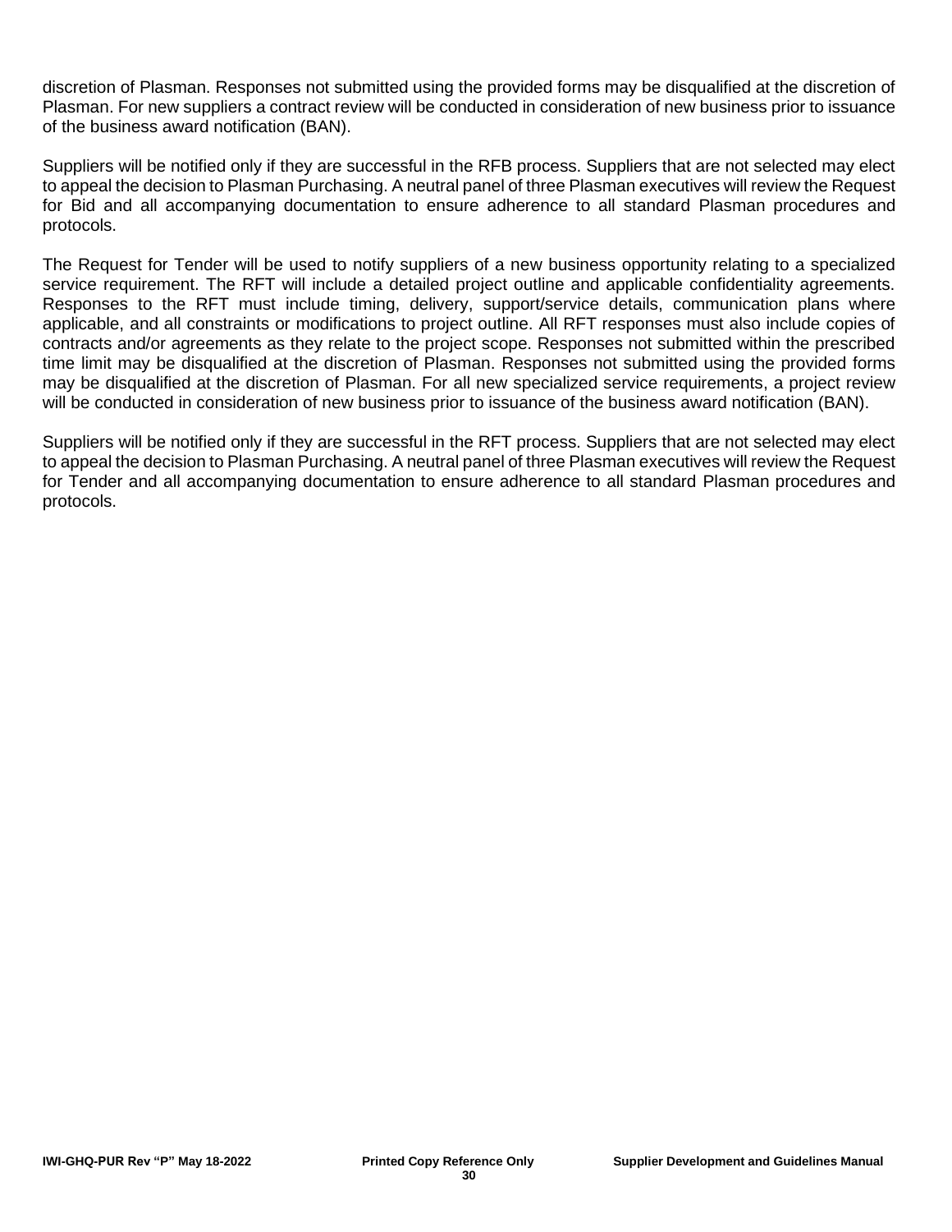discretion of Plasman. Responses not submitted using the provided forms may be disqualified at the discretion of Plasman. For new suppliers a contract review will be conducted in consideration of new business prior to issuance of the business award notification (BAN).

Suppliers will be notified only if they are successful in the RFB process. Suppliers that are not selected may elect to appeal the decision to Plasman Purchasing. A neutral panel of three Plasman executives will review the Request for Bid and all accompanying documentation to ensure adherence to all standard Plasman procedures and protocols.

The Request for Tender will be used to notify suppliers of a new business opportunity relating to a specialized service requirement. The RFT will include a detailed project outline and applicable confidentiality agreements. Responses to the RFT must include timing, delivery, support/service details, communication plans where applicable, and all constraints or modifications to project outline. All RFT responses must also include copies of contracts and/or agreements as they relate to the project scope. Responses not submitted within the prescribed time limit may be disqualified at the discretion of Plasman. Responses not submitted using the provided forms may be disqualified at the discretion of Plasman. For all new specialized service requirements, a project review will be conducted in consideration of new business prior to issuance of the business award notification (BAN).

Suppliers will be notified only if they are successful in the RFT process. Suppliers that are not selected may elect to appeal the decision to Plasman Purchasing. A neutral panel of three Plasman executives will review the Request for Tender and all accompanying documentation to ensure adherence to all standard Plasman procedures and protocols.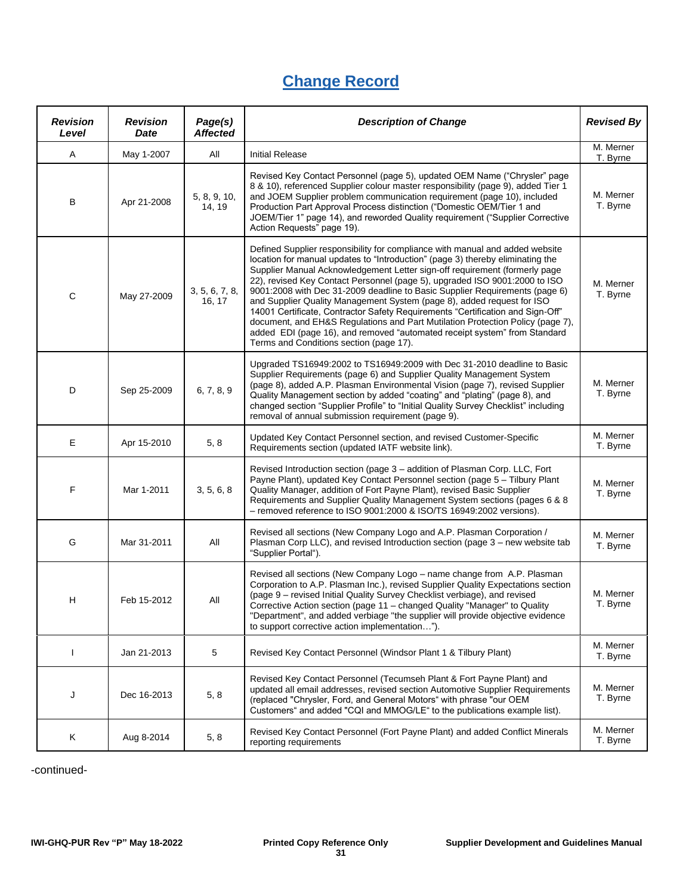# Change Record

| *Revision Level* | *Revision Date* | *Page(s) Affected* | *Description of Change* | *Revised By* |
|---|---|---|---|---|
| A | May 1-2007 | All | Initial Release | M. Merner T. Byrne |
| B | Apr 21-2008 | 5, 8, 9, 10, 14, 19 | Revised Key Contact Personnel (page 5), updated OEM Name ("Chrysler" page 8 & 10), referenced Supplier colour master responsibility (page 9), added Tier 1 and JOEM Supplier problem communication requirement (page 10), included Production Part Approval Process distinction ("Domestic OEM/Tier 1 and JOEM/Tier 1" page 14), and reworded Quality requirement ("Supplier Corrective Action Requests" page 19). | M. Merner T. Byrne |
| C | May 27-2009 | 3, 5, 6, 7, 8, 16, 17 | Defined Supplier responsibility for compliance with manual and added website location for manual updates to "Introduction" (page 3) thereby eliminating the Supplier Manual Acknowledgement Letter sign-off requirement (formerly page 22), revised Key Contact Personnel (page 5), upgraded ISO 9001:2000 to ISO 9001:2008 with Dec 31-2009 deadline to Basic Supplier Requirements (page 6) and Supplier Quality Management System (page 8), added request for ISO 14001 Certificate, Contractor Safety Requirements "Certification and Sign-Off" document, and EH&S Regulations and Part Mutilation Protection Policy (page 7), added EDI (page 16), and removed "automated receipt system" from Standard Terms and Conditions section (page 17). | M. Merner T. Byrne |
| D | Sep 25-2009 | 6, 7, 8, 9 | Upgraded TS16949:2002 to TS16949:2009 with Dec 31-2010 deadline to Basic Supplier Requirements (page 6) and Supplier Quality Management System (page 8), added A.P. Plasman Environmental Vision (page 7), revised Supplier Quality Management section by added "coating" and "plating" (page 8), and changed section "Supplier Profile" to "Initial Quality Survey Checklist" including removal of annual submission requirement (page 9). | M. Merner T. Byrne |
| E | Apr 15-2010 | 5, 8 | Updated Key Contact Personnel section, and revised Customer-Specific Requirements section (updated IATF website link). | M. Merner T. Byrne |
| F | Mar 1-2011 | 3, 5, 6, 8 | Revised Introduction section (page 3 – addition of Plasman Corp. LLC, Fort Payne Plant), updated Key Contact Personnel section (page 5 – Tilbury Plant Quality Manager, addition of Fort Payne Plant), revised Basic Supplier Requirements and Supplier Quality Management System sections (pages 6 & 8 – removed reference to ISO 9001:2000 & ISO/TS 16949:2002 versions). | M. Merner T. Byrne |
| G | Mar 31-2011 | All | Revised all sections (New Company Logo and A.P. Plasman Corporation / Plasman Corp LLC), and revised Introduction section (page 3 – new website tab "Supplier Portal"). | M. Merner T. Byrne |
| H | Feb 15-2012 | All | Revised all sections (New Company Logo – name change from A.P. Plasman Corporation to A.P. Plasman Inc.), revised Supplier Quality Expectations section (page 9 – revised Initial Quality Survey Checklist verbiage), and revised Corrective Action section (page 11 – changed Quality "Manager" to Quality "Department", and added verbiage "the supplier will provide objective evidence to support corrective action implementation…"). | M. Merner T. Byrne |
| I | Jan 21-2013 | 5 | Revised Key Contact Personnel (Windsor Plant 1 & Tilbury Plant) | M. Merner T. Byrne |
| J | Dec 16-2013 | 5, 8 | Revised Key Contact Personnel (Tecumseh Plant & Fort Payne Plant) and updated all email addresses, revised section Automotive Supplier Requirements (replaced "Chrysler, Ford, and General Motors" with phrase "our OEM Customers" and added "CQI and MMOG/LE" to the publications example list). | M. Merner T. Byrne |
| K | Aug 8-2014 | 5, 8 | Revised Key Contact Personnel (Fort Payne Plant) and added Conflict Minerals reporting requirements | M. Merner T. Byrne |

-continued-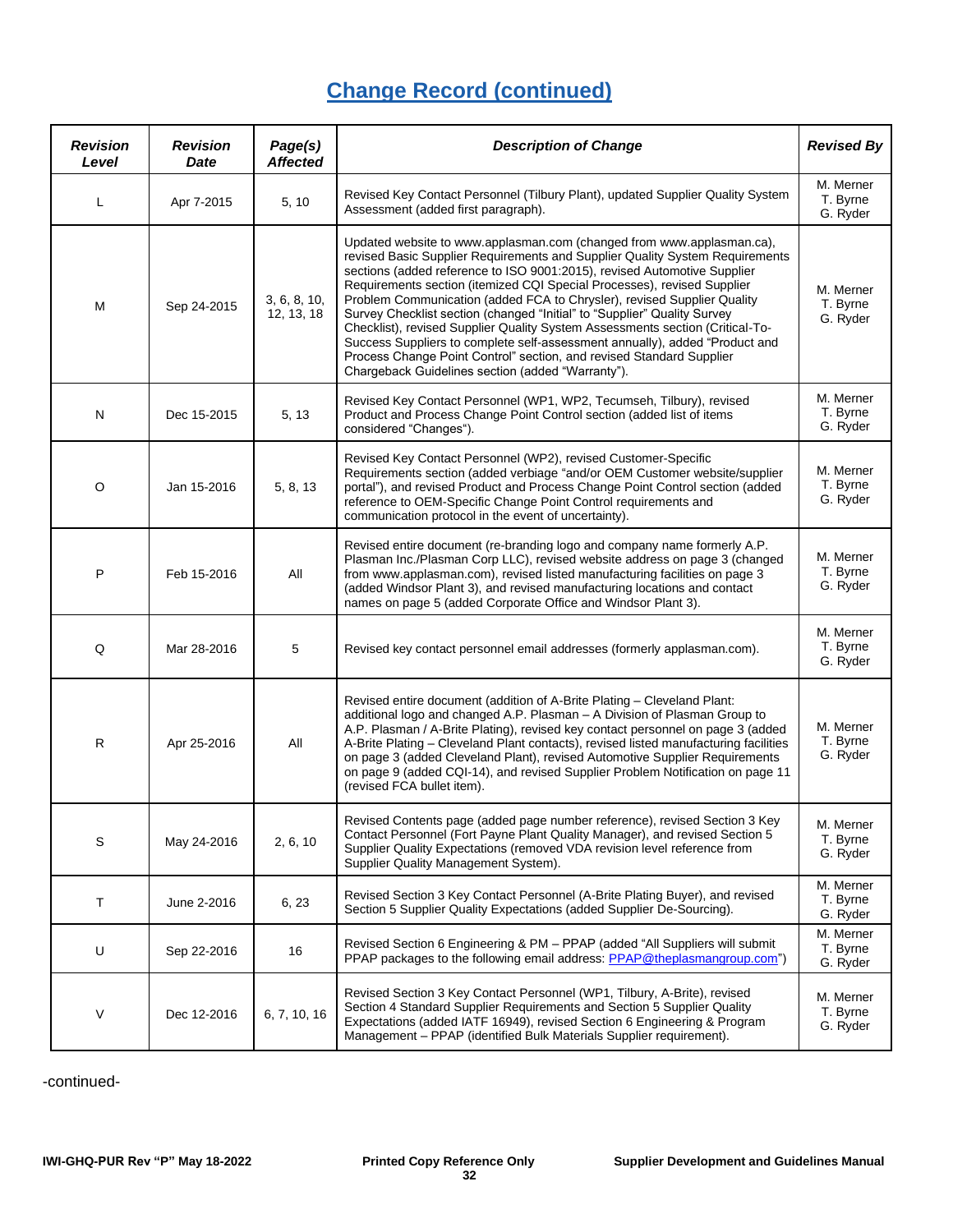## Change Record (continued)

| *Revision Level* | *Revision Date* | *Page(s) Affected* | *Description of Change* | *Revised By* |
|---|---|---|---|---|
| L | Apr 7-2015 | 5, 10 | Revised Key Contact Personnel (Tilbury Plant), updated Supplier Quality System Assessment (added first paragraph). | M. Merner T. Byrne G. Ryder |
| M | Sep 24-2015 | 3, 6, 8, 10, 12, 13, 18 | Updated website to www.applasman.com (changed from www.applasman.ca), revised Basic Supplier Requirements and Supplier Quality System Requirements sections (added reference to ISO 9001:2015), revised Automotive Supplier Requirements section (itemized CQI Special Processes), revised Supplier Problem Communication (added FCA to Chrysler), revised Supplier Quality Survey Checklist section (changed "Initial" to "Supplier" Quality Survey Checklist), revised Supplier Quality System Assessments section (Critical-To-Success Suppliers to complete self-assessment annually), added "Product and Process Change Point Control" section, and revised Standard Supplier Chargeback Guidelines section (added "Warranty"). | M. Merner T. Byrne G. Ryder |
| N | Dec 15-2015 | 5, 13 | Revised Key Contact Personnel (WP1, WP2, Tecumseh, Tilbury), revised Product and Process Change Point Control section (added list of items considered "Changes"). | M. Merner T. Byrne G. Ryder |
| O | Jan 15-2016 | 5, 8, 13 | Revised Key Contact Personnel (WP2), revised Customer-Specific Requirements section (added verbiage "and/or OEM Customer website/supplier portal"), and revised Product and Process Change Point Control section (added reference to OEM-Specific Change Point Control requirements and communication protocol in the event of uncertainty). | M. Merner T. Byrne G. Ryder |
| P | Feb 15-2016 | All | Revised entire document (re-branding logo and company name formerly A.P. Plasman Inc./Plasman Corp LLC), revised website address on page 3 (changed from www.applasman.com), revised listed manufacturing facilities on page 3 (added Windsor Plant 3), and revised manufacturing locations and contact names on page 5 (added Corporate Office and Windsor Plant 3). | M. Merner T. Byrne G. Ryder |
| Q | Mar 28-2016 | 5 | Revised key contact personnel email addresses (formerly applasman.com). | M. Merner T. Byrne G. Ryder |
| R | Apr 25-2016 | All | Revised entire document (addition of A-Brite Plating – Cleveland Plant: additional logo and changed A.P. Plasman – A Division of Plasman Group to A.P. Plasman / A-Brite Plating), revised key contact personnel on page 3 (added A-Brite Plating – Cleveland Plant contacts), revised listed manufacturing facilities on page 3 (added Cleveland Plant), revised Automotive Supplier Requirements on page 9 (added CQI-14), and revised Supplier Problem Notification on page 11 (revised FCA bullet item). | M. Merner T. Byrne G. Ryder |
| S | May 24-2016 | 2, 6, 10 | Revised Contents page (added page number reference), revised Section 3 Key Contact Personnel (Fort Payne Plant Quality Manager), and revised Section 5 Supplier Quality Expectations (removed VDA revision level reference from Supplier Quality Management System). | M. Merner T. Byrne G. Ryder |
| T | June 2-2016 | 6, 23 | Revised Section 3 Key Contact Personnel (A-Brite Plating Buyer), and revised Section 5 Supplier Quality Expectations (added Supplier De-Sourcing). | M. Merner T. Byrne G. Ryder |
| U | Sep 22-2016 | 16 | Revised Section 6 Engineering & PM – PPAP (added "All Suppliers will submit PPAP packages to the following email address: PPAP@theplasmangroup.com") | M. Merner T. Byrne G. Ryder |
| V | Dec 12-2016 | 6, 7, 10, 16 | Revised Section 3 Key Contact Personnel (WP1, Tilbury, A-Brite), revised Section 4 Standard Supplier Requirements and Section 5 Supplier Quality Expectations (added IATF 16949), revised Section 6 Engineering & Program Management – PPAP (identified Bulk Materials Supplier requirement). | M. Merner T. Byrne G. Ryder |

-continued-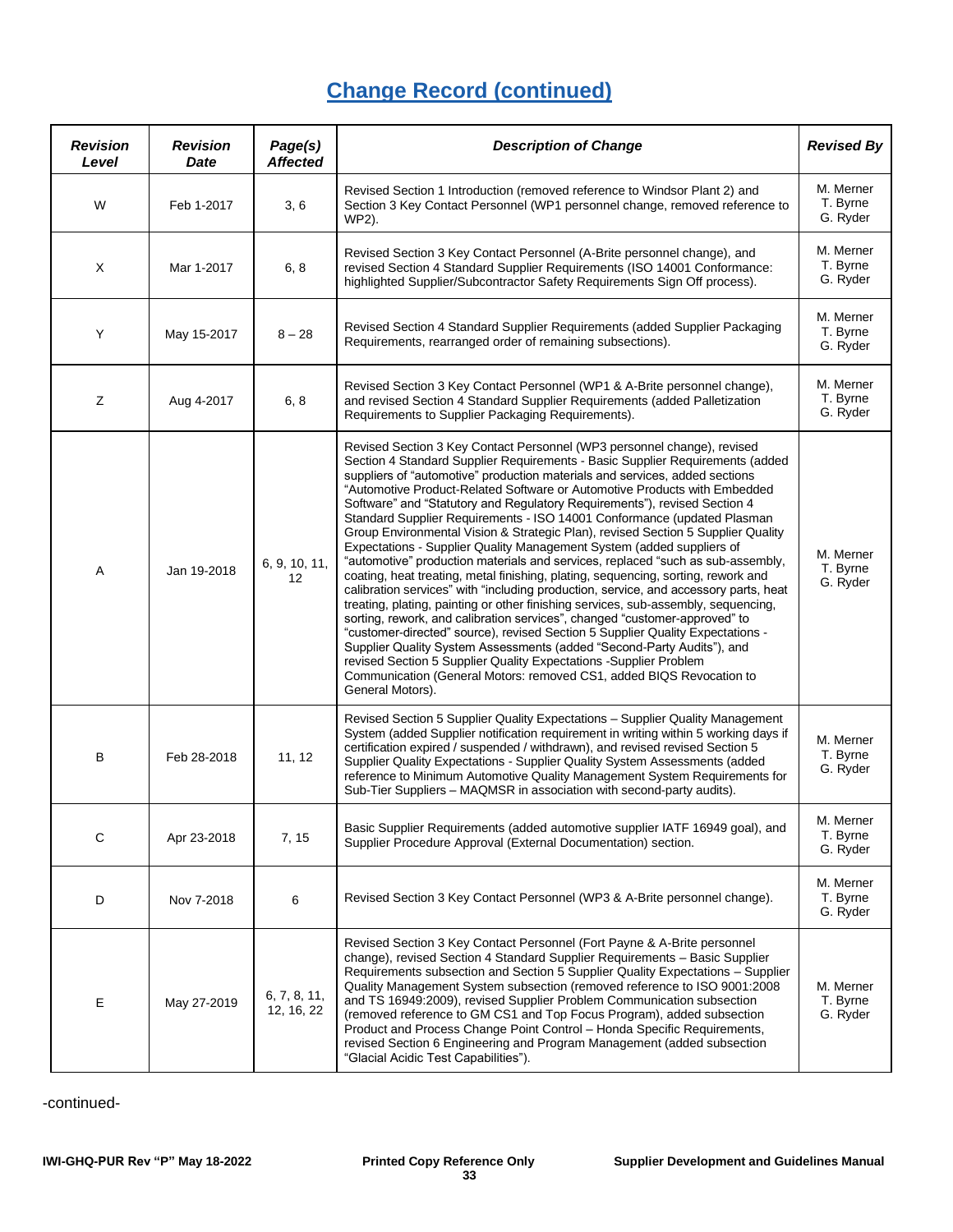## Change Record (continued)

| *Revision Level* | *Revision Date* | *Page(s) Affected* | *Description of Change* | *Revised By* |
|---|---|---|---|---|
| W | Feb 1-2017 | 3, 6 | Revised Section 1 Introduction (removed reference to Windsor Plant 2) and Section 3 Key Contact Personnel (WP1 personnel change, removed reference to WP2). | M. Merner<br>T. Byrne<br>G. Ryder |
| X | Mar 1-2017 | 6, 8 | Revised Section 3 Key Contact Personnel (A-Brite personnel change), and revised Section 4 Standard Supplier Requirements (ISO 14001 Conformance: highlighted Supplier/Subcontractor Safety Requirements Sign Off process). | M. Merner<br>T. Byrne<br>G. Ryder |
| Y | May 15-2017 | 8 – 28 | Revised Section 4 Standard Supplier Requirements (added Supplier Packaging Requirements, rearranged order of remaining subsections). | M. Merner<br>T. Byrne<br>G. Ryder |
| Z | Aug 4-2017 | 6, 8 | Revised Section 3 Key Contact Personnel (WP1 & A-Brite personnel change), and revised Section 4 Standard Supplier Requirements (added Palletization Requirements to Supplier Packaging Requirements). | M. Merner<br>T. Byrne<br>G. Ryder |
| A | Jan 19-2018 | 6, 9, 10, 11, 12 | Revised Section 3 Key Contact Personnel (WP3 personnel change), revised Section 4 Standard Supplier Requirements - Basic Supplier Requirements (added suppliers of "automotive" production materials and services, added sections "Automotive Product-Related Software or Automotive Products with Embedded Software" and "Statutory and Regulatory Requirements"), revised Section 4 Standard Supplier Requirements - ISO 14001 Conformance (updated Plasman Group Environmental Vision & Strategic Plan), revised Section 5 Supplier Quality Expectations - Supplier Quality Management System (added suppliers of "automotive" production materials and services, replaced "such as sub-assembly, coating, heat treating, metal finishing, plating, sequencing, sorting, rework and calibration services" with "including production, service, and accessory parts, heat treating, plating, painting or other finishing services, sub-assembly, sequencing, sorting, rework, and calibration services", changed "customer-approved" to "customer-directed" source), revised Section 5 Supplier Quality Expectations - Supplier Quality System Assessments (added "Second-Party Audits"), and revised Section 5 Supplier Quality Expectations -Supplier Problem Communication (General Motors: removed CS1, added BIQS Revocation to General Motors). | M. Merner<br>T. Byrne<br>G. Ryder |
| B | Feb 28-2018 | 11, 12 | Revised Section 5 Supplier Quality Expectations – Supplier Quality Management System (added Supplier notification requirement in writing within 5 working days if certification expired / suspended / withdrawn), and revised revised Section 5 Supplier Quality Expectations - Supplier Quality System Assessments (added reference to Minimum Automotive Quality Management System Requirements for Sub-Tier Suppliers – MAQMSR in association with second-party audits). | M. Merner<br>T. Byrne<br>G. Ryder |
| C | Apr 23-2018 | 7, 15 | Basic Supplier Requirements (added automotive supplier IATF 16949 goal), and Supplier Procedure Approval (External Documentation) section. | M. Merner<br>T. Byrne<br>G. Ryder |
| D | Nov 7-2018 | 6 | Revised Section 3 Key Contact Personnel (WP3 & A-Brite personnel change). | M. Merner<br>T. Byrne<br>G. Ryder |
| E | May 27-2019 | 6, 7, 8, 11, 12, 16, 22 | Revised Section 3 Key Contact Personnel (Fort Payne & A-Brite personnel change), revised Section 4 Standard Supplier Requirements – Basic Supplier Requirements subsection and Section 5 Supplier Quality Expectations – Supplier Quality Management System subsection (removed reference to ISO 9001:2008 and TS 16949:2009), revised Supplier Problem Communication subsection (removed reference to GM CS1 and Top Focus Program), added subsection Product and Process Change Point Control – Honda Specific Requirements, revised Section 6 Engineering and Program Management (added subsection "Glacial Acidic Test Capabilities"). | M. Merner<br>T. Byrne<br>G. Ryder |

-continued-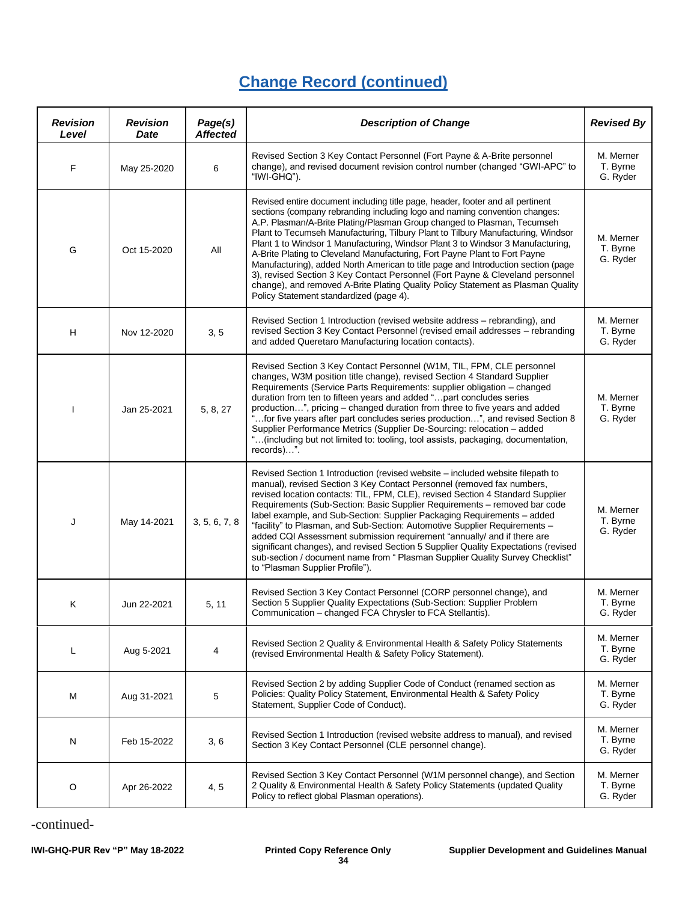## Change Record (continued)

| *Revision Level* | *Revision Date* | *Page(s) Affected* | *Description of Change* | *Revised By* |
|---|---|---|---|---|
| F | May 25-2020 | 6 | Revised Section 3 Key Contact Personnel (Fort Payne & A-Brite personnel change), and revised document revision control number (changed "GWI-APC" to "IWI-GHQ"). | M. Merner T. Byrne G. Ryder |
| G | Oct 15-2020 | All | Revised entire document including title page, header, footer and all pertinent sections (company rebranding including logo and naming convention changes: A.P. Plasman/A-Brite Plating/Plasman Group changed to Plasman, Tecumseh Plant to Tecumseh Manufacturing, Tilbury Plant to Tilbury Manufacturing, Windsor Plant 1 to Windsor 1 Manufacturing, Windsor Plant 3 to Windsor 3 Manufacturing, A-Brite Plating to Cleveland Manufacturing, Fort Payne Plant to Fort Payne Manufacturing), added North American to title page and Introduction section (page 3), revised Section 3 Key Contact Personnel (Fort Payne & Cleveland personnel change), and removed A-Brite Plating Quality Policy Statement as Plasman Quality Policy Statement standardized (page 4). | M. Merner T. Byrne G. Ryder |
| H | Nov 12-2020 | 3, 5 | Revised Section 1 Introduction (revised website address – rebranding), and revised Section 3 Key Contact Personnel (revised email addresses – rebranding and added Queretaro Manufacturing location contacts). | M. Merner T. Byrne G. Ryder |
| I | Jan 25-2021 | 5, 8, 27 | Revised Section 3 Key Contact Personnel (W1M, TIL, FPM, CLE personnel changes, W3M position title change), revised Section 4 Standard Supplier Requirements (Service Parts Requirements: supplier obligation – changed duration from ten to fifteen years and added "…part concludes series production…", pricing – changed duration from three to five years and added "…for five years after part concludes series production…", and revised Section 8 Supplier Performance Metrics (Supplier De-Sourcing: relocation – added "…(including but not limited to: tooling, tool assists, packaging, documentation, records)…". | M. Merner T. Byrne G. Ryder |
| J | May 14-2021 | 3, 5, 6, 7, 8 | Revised Section 1 Introduction (revised website – included website filepath to manual), revised Section 3 Key Contact Personnel (removed fax numbers, revised location contacts: TIL, FPM, CLE), revised Section 4 Standard Supplier Requirements (Sub-Section: Basic Supplier Requirements – removed bar code label example, and Sub-Section: Supplier Packaging Requirements – added "facility" to Plasman, and Sub-Section: Automotive Supplier Requirements – added CQI Assessment submission requirement "annually/ and if there are significant changes), and revised Section 5 Supplier Quality Expectations (revised sub-section / document name from " Plasman Supplier Quality Survey Checklist" to "Plasman Supplier Profile"). | M. Merner T. Byrne G. Ryder |
| K | Jun 22-2021 | 5, 11 | Revised Section 3 Key Contact Personnel (CORP personnel change), and Section 5 Supplier Quality Expectations (Sub-Section: Supplier Problem Communication – changed FCA Chrysler to FCA Stellantis). | M. Merner T. Byrne G. Ryder |
| L | Aug 5-2021 | 4 | Revised Section 2 Quality & Environmental Health & Safety Policy Statements (revised Environmental Health & Safety Policy Statement). | M. Merner T. Byrne G. Ryder |
| M | Aug 31-2021 | 5 | Revised Section 2 by adding Supplier Code of Conduct (renamed section as Policies: Quality Policy Statement, Environmental Health & Safety Policy Statement, Supplier Code of Conduct). | M. Merner T. Byrne G. Ryder |
| N | Feb 15-2022 | 3, 6 | Revised Section 1 Introduction (revised website address to manual), and revised Section 3 Key Contact Personnel (CLE personnel change). | M. Merner T. Byrne G. Ryder |
| O | Apr 26-2022 | 4, 5 | Revised Section 3 Key Contact Personnel (W1M personnel change), and Section 2 Quality & Environmental Health & Safety Policy Statements (updated Quality Policy to reflect global Plasman operations). | M. Merner T. Byrne G. Ryder |

-continued-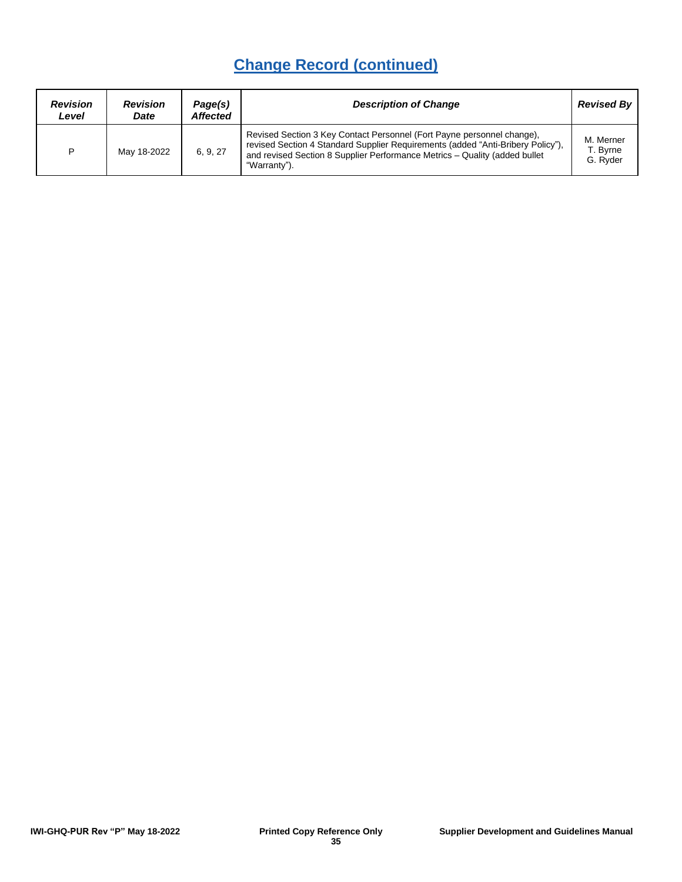## Change Record (continued)

| *Revision Level* | *Revision Date* | *Page(s) Affected* | *Description of Change* | *Revised By* |
|---|---|---|---|---|
| P | May 18-2022 | 6, 9, 27 | Revised Section 3 Key Contact Personnel (Fort Payne personnel change), revised Section 4 Standard Supplier Requirements (added "Anti-Bribery Policy"), and revised Section 8 Supplier Performance Metrics – Quality (added bullet "Warranty"). | M. Merner<br>T. Byrne<br>G. Ryder |